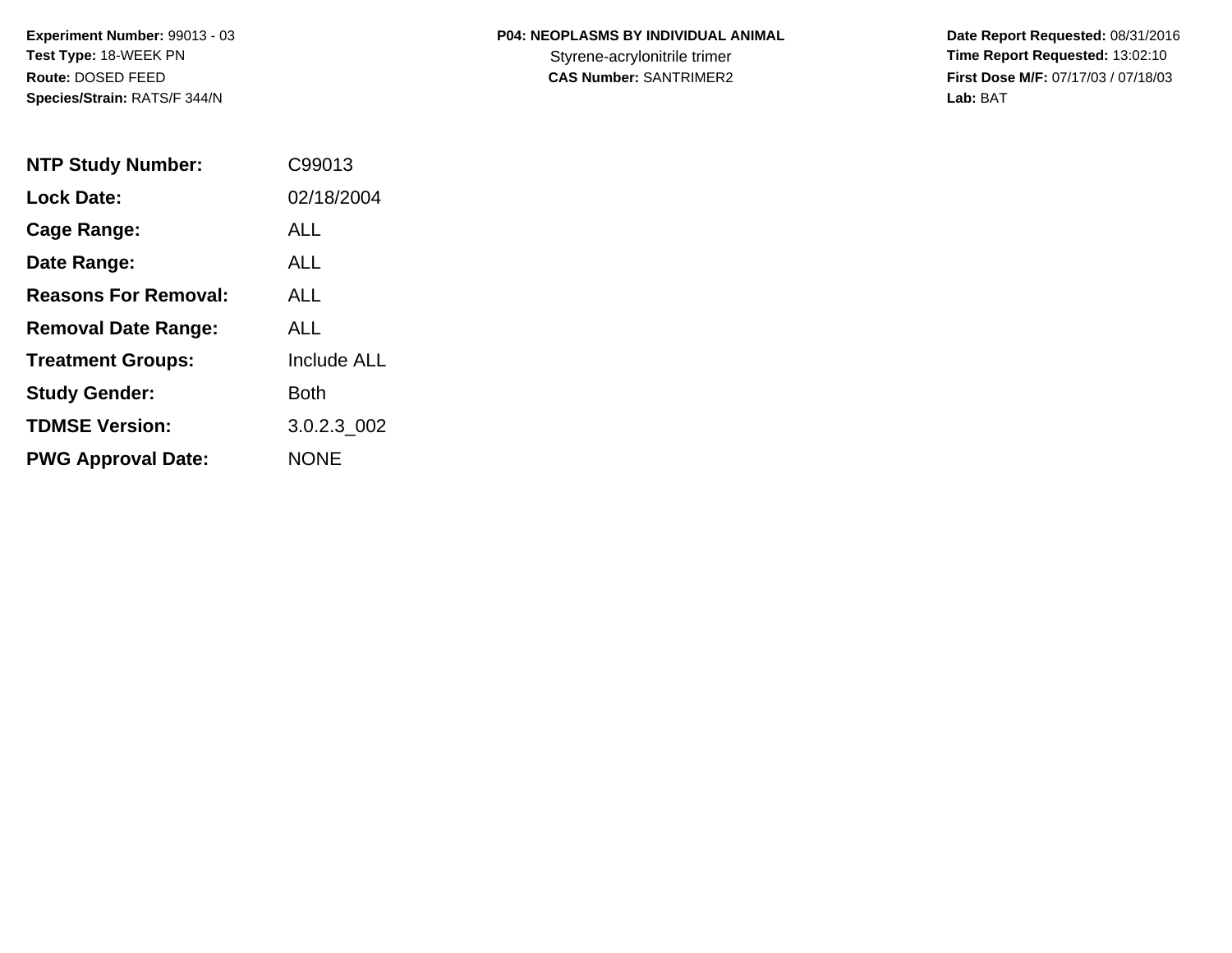**Experiment Number:** 99013 - 03
**Test Type:** 18-WEEK PN
**Route:** DOSED FEED
**Species/Strain:** RATS/F 344/N

**P04: NEOPLASMS BY INDIVIDUAL ANIMAL**
Styrene-acrylonitrile trimer
**CAS Number:** SANTRIMER2

**Date Report Requested:** 08/31/2016
**Time Report Requested:** 13:02:10
**First Dose M/F:** 07/17/03 / 07/18/03
**Lab:** BAT

| | |
|---|---|
| **NTP Study Number:** | C99013 |
| **Lock Date:** | 02/18/2004 |
| **Cage Range:** | ALL |
| **Date Range:** | ALL |
| **Reasons For Removal:** | ALL |
| **Removal Date Range:** | ALL |
| **Treatment Groups:** | Include ALL |
| **Study Gender:** | Both |
| **TDMSE Version:** | 3.0.2.3_002 |
| **PWG Approval Date:** | NONE |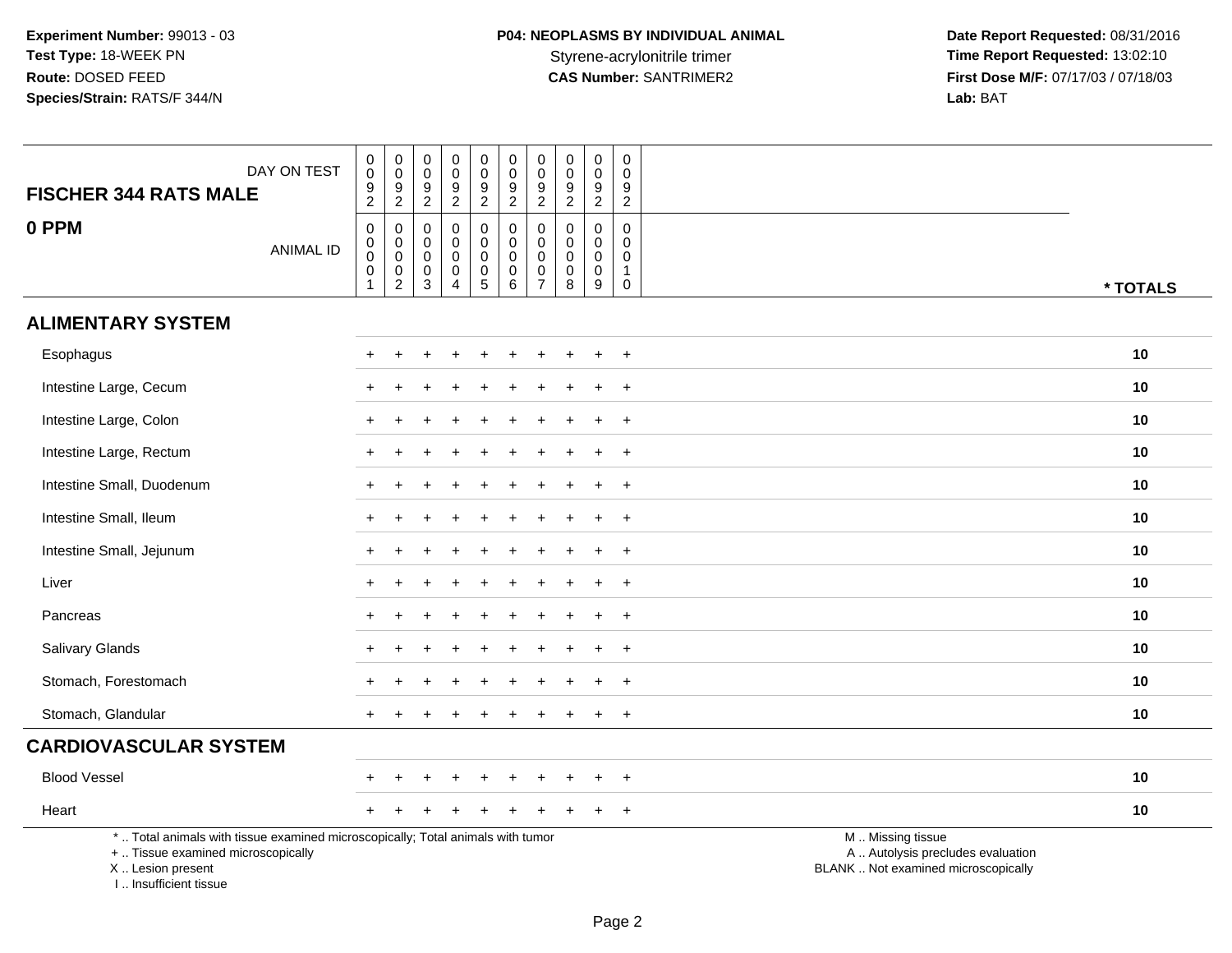**Experiment Number:** 99013 - 03
**Test Type:** 18-WEEK PN
**Route:** DOSED FEED
**Species/Strain:** RATS/F 344/N

**P04: NEOPLASMS BY INDIVIDUAL ANIMAL**
Styrene-acrylonitrile trimer
**CAS Number:** SANTRIMER2

**Date Report Requested:** 08/31/2016
**Time Report Requested:** 13:02:10
**First Dose M/F:** 07/17/03 / 07/18/03
**Lab:** BAT

| FISCHER 344 RATS MALE — DAY ON TEST | 0092 | 0092 | 0092 | 0092 | 0092 | 0092 | 0092 | 0092 | 0092 | 0092 | |
|---|---|---|---|---|---|---|---|---|---|---|---|
| **0 PPM** — ANIMAL ID | 00001 | 00002 | 00003 | 00004 | 00005 | 00006 | 00007 | 00008 | 00009 | 00010 | *** TOTALS** |
| **ALIMENTARY SYSTEM** | | | | | | | | | | | |
| Esophagus | + | + | + | + | + | + | + | + | + | + | **10** |
| Intestine Large, Cecum | + | + | + | + | + | + | + | + | + | + | **10** |
| Intestine Large, Colon | + | + | + | + | + | + | + | + | + | + | **10** |
| Intestine Large, Rectum | + | + | + | + | + | + | + | + | + | + | **10** |
| Intestine Small, Duodenum | + | + | + | + | + | + | + | + | + | + | **10** |
| Intestine Small, Ileum | + | + | + | + | + | + | + | + | + | + | **10** |
| Intestine Small, Jejunum | + | + | + | + | + | + | + | + | + | + | **10** |
| Liver | + | + | + | + | + | + | + | + | + | + | **10** |
| Pancreas | + | + | + | + | + | + | + | + | + | + | **10** |
| Salivary Glands | + | + | + | + | + | + | + | + | + | + | **10** |
| Stomach, Forestomach | + | + | + | + | + | + | + | + | + | + | **10** |
| Stomach, Glandular | + | + | + | + | + | + | + | + | + | + | **10** |
| **CARDIOVASCULAR SYSTEM** | | | | | | | | | | | |
| Blood Vessel | + | + | + | + | + | + | + | + | + | + | **10** |
| Heart | + | + | + | + | + | + | + | + | + | + | **10** |

\* .. Total animals with tissue examined microscopically; Total animals with tumor
\+ .. Tissue examined microscopically
X .. Lesion present
I .. Insufficient tissue

M .. Missing tissue
A .. Autolysis precludes evaluation
BLANK .. Not examined microscopically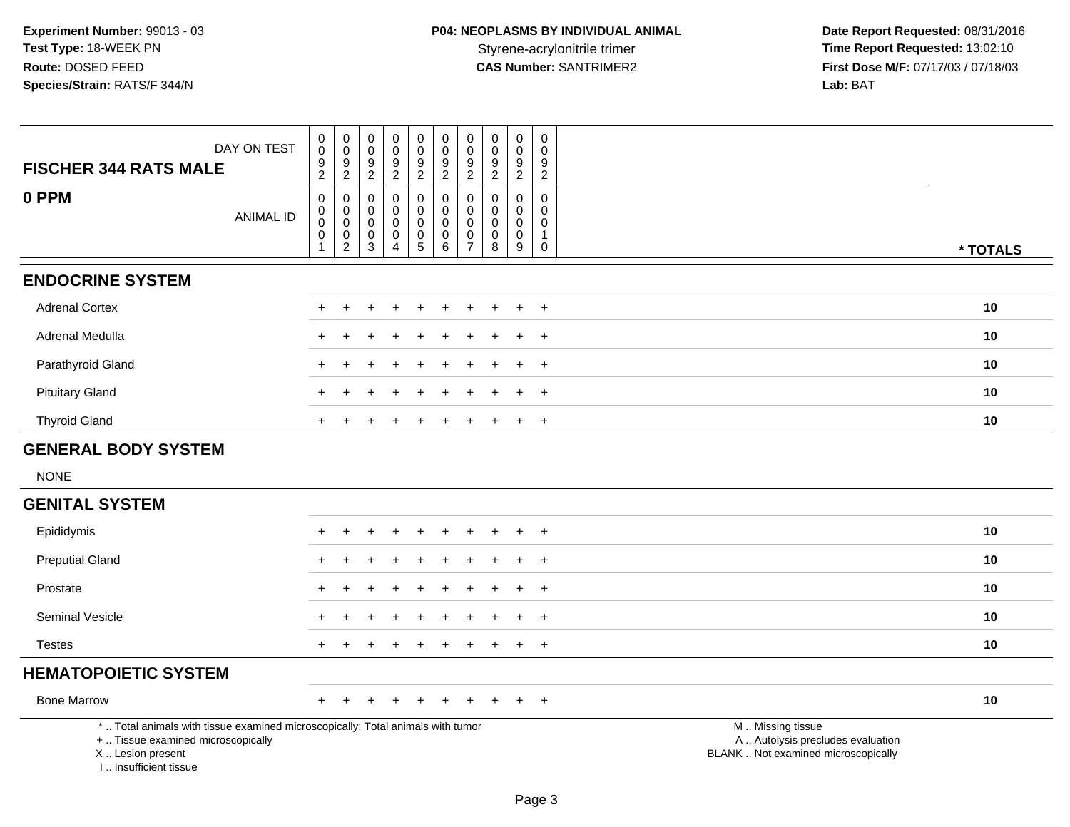**Experiment Number:** 99013 - 03
**Test Type:** 18-WEEK PN
**Route:** DOSED FEED
**Species/Strain:** RATS/F 344/N

**P04: NEOPLASMS BY INDIVIDUAL ANIMAL**
Styrene-acrylonitrile trimer
**CAS Number:** SANTRIMER2

**Date Report Requested:** 08/31/2016
**Time Report Requested:** 13:02:10
**First Dose M/F:** 07/17/03 / 07/18/03
**Lab:** BAT

| FISCHER 344 RATS MALE / 0 PPM | | | | | | | | | | | |
|---|---|---|---|---|---|---|---|---|---|---|---|
| DAY ON TEST | 0092 | 0092 | 0092 | 0092 | 0092 | 0092 | 0092 | 0092 | 0092 | 0092 | |
| ANIMAL ID | 00001 | 00002 | 00003 | 00004 | 00005 | 00006 | 00007 | 00008 | 00009 | 00010 | * TOTALS |
| **ENDOCRINE SYSTEM** | | | | | | | | | | | |
| Adrenal Cortex | + | + | + | + | + | + | + | + | + | + | 10 |
| Adrenal Medulla | + | + | + | + | + | + | + | + | + | + | 10 |
| Parathyroid Gland | + | + | + | + | + | + | + | + | + | + | 10 |
| Pituitary Gland | + | + | + | + | + | + | + | + | + | + | 10 |
| Thyroid Gland | + | + | + | + | + | + | + | + | + | + | 10 |
| **GENERAL BODY SYSTEM** | | | | | | | | | | | |
| NONE | | | | | | | | | | | |
| **GENITAL SYSTEM** | | | | | | | | | | | |
| Epididymis | + | + | + | + | + | + | + | + | + | + | 10 |
| Preputial Gland | + | + | + | + | + | + | + | + | + | + | 10 |
| Prostate | + | + | + | + | + | + | + | + | + | + | 10 |
| Seminal Vesicle | + | + | + | + | + | + | + | + | + | + | 10 |
| Testes | + | + | + | + | + | + | + | + | + | + | 10 |
| **HEMATOPOIETIC SYSTEM** | | | | | | | | | | | |
| Bone Marrow | + | + | + | + | + | + | + | + | + | + | 10 |

* .. Total animals with tissue examined microscopically; Total animals with tumor
+ .. Tissue examined microscopically
X .. Lesion present
I .. Insufficient tissue

M .. Missing tissue
A .. Autolysis precludes evaluation
BLANK .. Not examined microscopically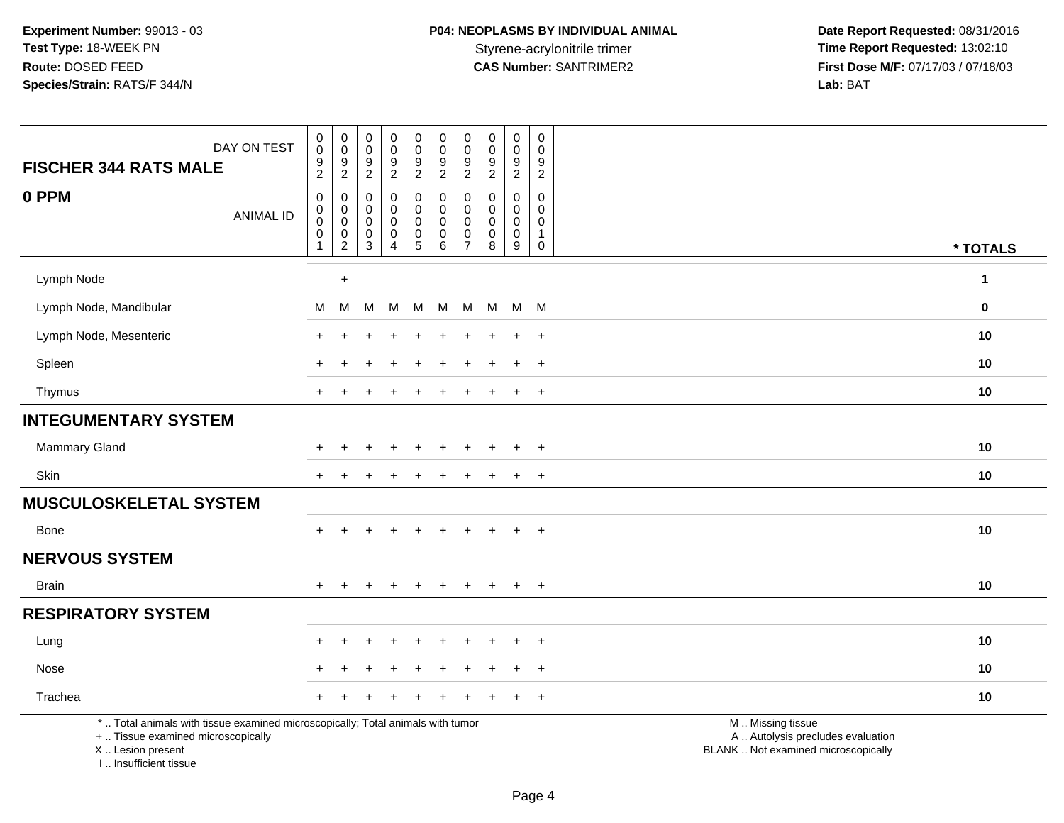**Experiment Number:** 99013 - 03
**Test Type:** 18-WEEK PN
**Route:** DOSED FEED
**Species/Strain:** RATS/F 344/N

**P04: NEOPLASMS BY INDIVIDUAL ANIMAL**
Styrene-acrylonitrile trimer
**CAS Number:** SANTRIMER2

**Date Report Requested:** 08/31/2016
**Time Report Requested:** 13:02:10
**First Dose M/F:** 07/17/03 / 07/18/03
**Lab:** BAT

| FISCHER 344 RATS MALE — DAY ON TEST | 0092 | 0092 | 0092 | 0092 | 0092 | 0092 | 0092 | 0092 | 0092 | 0092 | |
|---|---|---|---|---|---|---|---|---|---|---|---|
| **0 PPM** — ANIMAL ID | 00001 | 00002 | 00003 | 00004 | 00005 | 00006 | 00007 | 00008 | 00009 | 00010 | * TOTALS |
| Lymph Node | | + | | | | | | | | | 1 |
| Lymph Node, Mandibular | M | M | M | M | M | M | M | M | M | M | 0 |
| Lymph Node, Mesenteric | + | + | + | + | + | + | + | + | + | + | 10 |
| Spleen | + | + | + | + | + | + | + | + | + | + | 10 |
| Thymus | + | + | + | + | + | + | + | + | + | + | 10 |
| **INTEGUMENTARY SYSTEM** | | | | | | | | | | | |
| Mammary Gland | + | + | + | + | + | + | + | + | + | + | 10 |
| Skin | + | + | + | + | + | + | + | + | + | + | 10 |
| **MUSCULOSKELETAL SYSTEM** | | | | | | | | | | | |
| Bone | + | + | + | + | + | + | + | + | + | + | 10 |
| **NERVOUS SYSTEM** | | | | | | | | | | | |
| Brain | + | + | + | + | + | + | + | + | + | + | 10 |
| **RESPIRATORY SYSTEM** | | | | | | | | | | | |
| Lung | + | + | + | + | + | + | + | + | + | + | 10 |
| Nose | + | + | + | + | + | + | + | + | + | + | 10 |
| Trachea | + | + | + | + | + | + | + | + | + | + | 10 |

* .. Total animals with tissue examined microscopically; Total animals with tumor
+ .. Tissue examined microscopically
X .. Lesion present
I .. Insufficient tissue

M .. Missing tissue
A .. Autolysis precludes evaluation
BLANK .. Not examined microscopically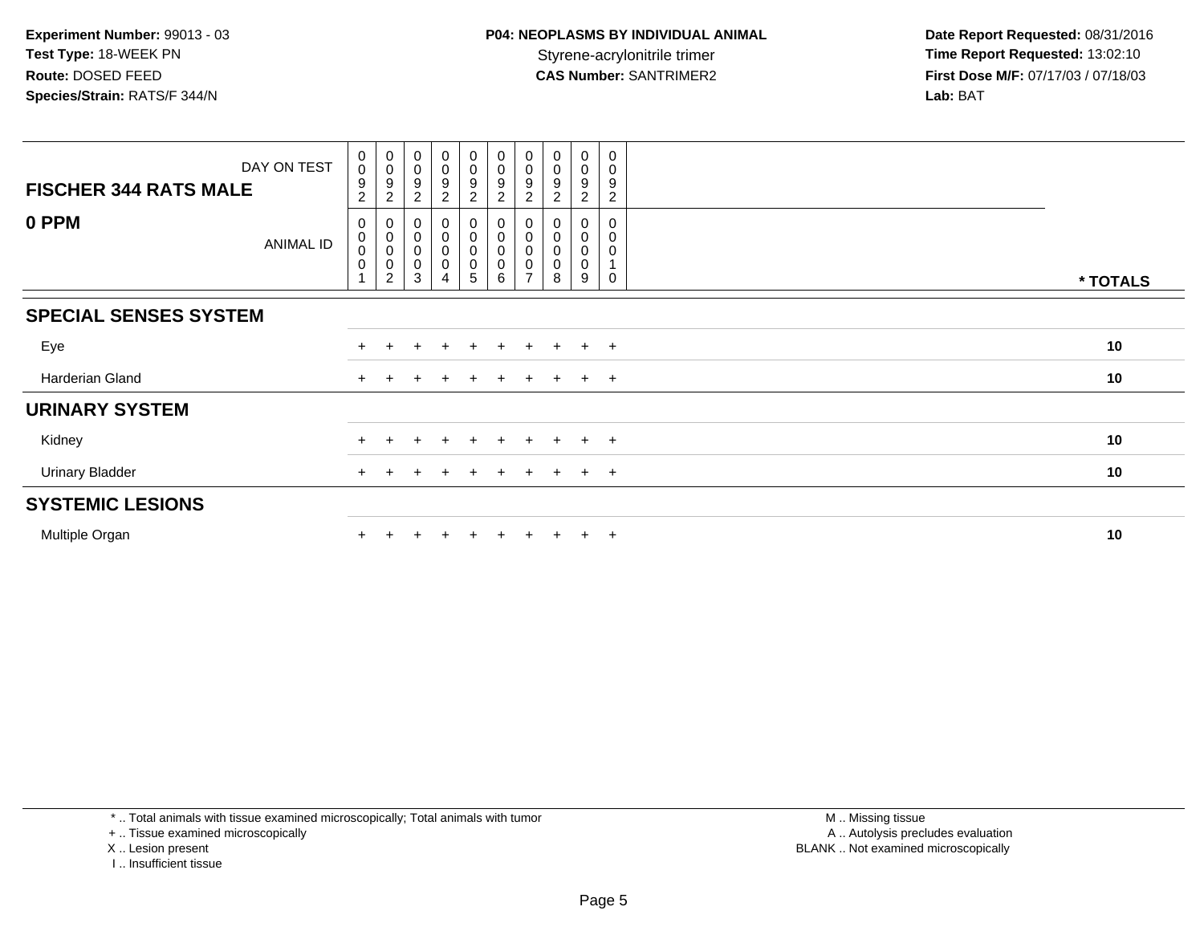**Experiment Number:** 99013 - 03
**Test Type:** 18-WEEK PN
**Route:** DOSED FEED
**Species/Strain:** RATS/F 344/N

**P04: NEOPLASMS BY INDIVIDUAL ANIMAL**
Styrene-acrylonitrile trimer
**CAS Number:** SANTRIMER2

**Date Report Requested:** 08/31/2016
**Time Report Requested:** 13:02:10
**First Dose M/F:** 07/17/03 / 07/18/03
**Lab:** BAT

| FISCHER 344 RATS MALE — DAY ON TEST | 0092 | 0092 | 0092 | 0092 | 0092 | 0092 | 0092 | 0092 | 0092 | 0092 | |
|---|---|---|---|---|---|---|---|---|---|---|---|
| **0 PPM** — ANIMAL ID | 00001 | 00002 | 00003 | 00004 | 00005 | 00006 | 00007 | 00008 | 00009 | 00010 | *** TOTALS** |
| **SPECIAL SENSES SYSTEM** | | | | | | | | | | | |
| Eye | + | + | + | + | + | + | + | + | + | + | **10** |
| Harderian Gland | + | + | + | + | + | + | + | + | + | + | **10** |
| **URINARY SYSTEM** | | | | | | | | | | | |
| Kidney | + | + | + | + | + | + | + | + | + | + | **10** |
| Urinary Bladder | + | + | + | + | + | + | + | + | + | + | **10** |
| **SYSTEMIC LESIONS** | | | | | | | | | | | |
| Multiple Organ | + | + | + | + | + | + | + | + | + | + | **10** |

* .. Total animals with tissue examined microscopically; Total animals with tumor
+ .. Tissue examined microscopically
X .. Lesion present
I .. Insufficient tissue

M .. Missing tissue
A .. Autolysis precludes evaluation
BLANK .. Not examined microscopically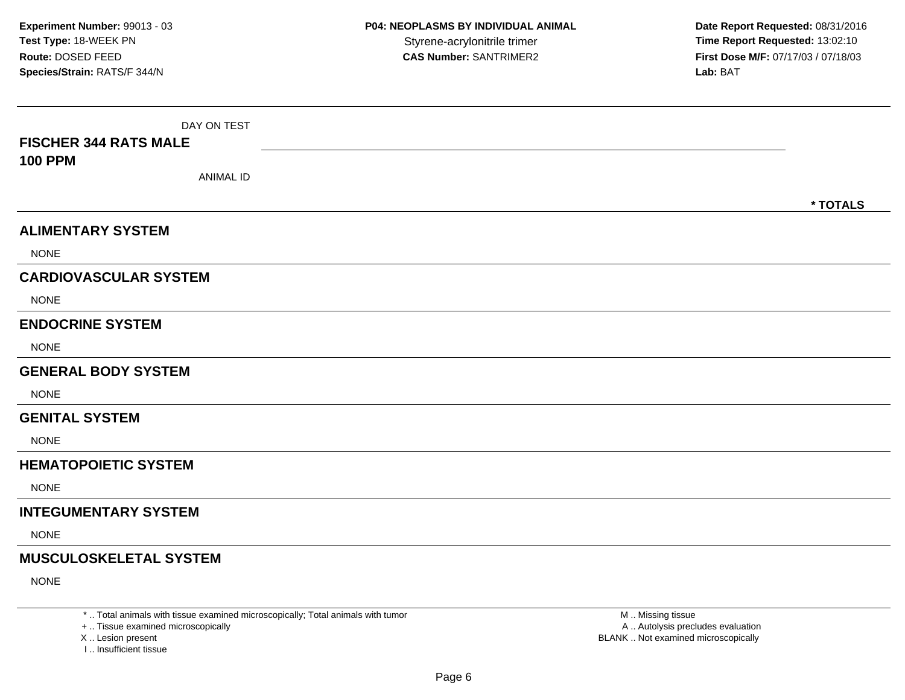**Experiment Number:** 99013 - 03
**Test Type:** 18-WEEK PN
**Route:** DOSED FEED
**Species/Strain:** RATS/F 344/N

**P04: NEOPLASMS BY INDIVIDUAL ANIMAL**
Styrene-acrylonitrile trimer
**CAS Number:** SANTRIMER2

**Date Report Requested:** 08/31/2016
**Time Report Requested:** 13:02:10
**First Dose M/F:** 07/17/03 / 07/18/03
**Lab:** BAT

| DAY ON TEST | |
|---|---|
| **FISCHER 344 RATS MALE** | |
| **100 PPM** | |
| ANIMAL ID | **\* TOTALS** |

## ALIMENTARY SYSTEM

NONE

## CARDIOVASCULAR SYSTEM

NONE

## ENDOCRINE SYSTEM

NONE

## GENERAL BODY SYSTEM

NONE

## GENITAL SYSTEM

NONE

## HEMATOPOIETIC SYSTEM

NONE

## INTEGUMENTARY SYSTEM

NONE

## MUSCULOSKELETAL SYSTEM

NONE

* .. Total animals with tissue examined microscopically; Total animals with tumor
+ .. Tissue examined microscopically
X .. Lesion present
I .. Insufficient tissue

M .. Missing tissue
A .. Autolysis precludes evaluation
BLANK .. Not examined microscopically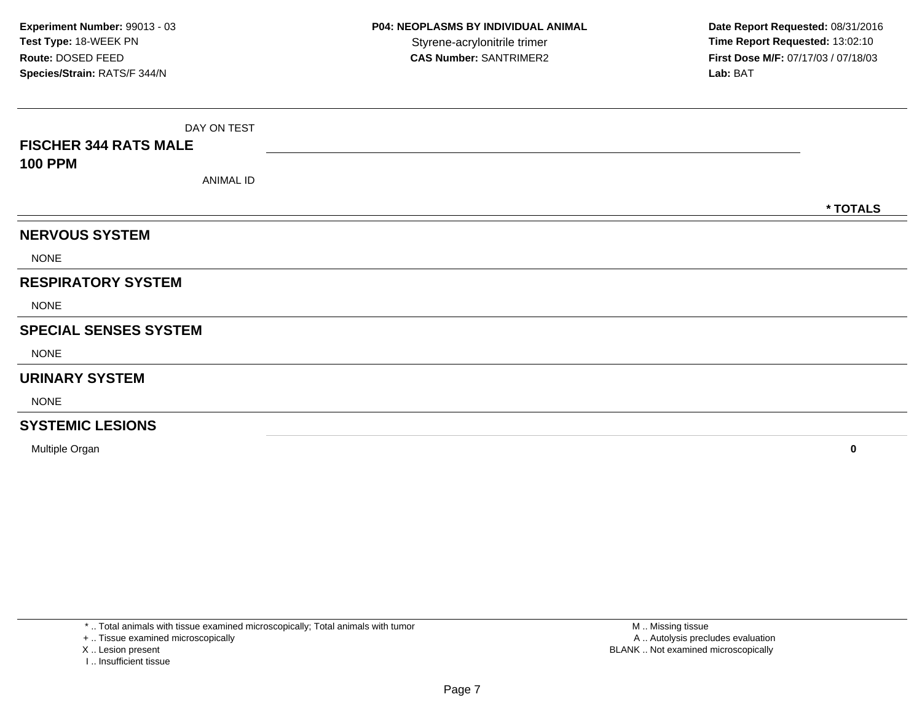**Experiment Number:** 99013 - 03
**Test Type:** 18-WEEK PN
**Route:** DOSED FEED
**Species/Strain:** RATS/F 344/N

**P04: NEOPLASMS BY INDIVIDUAL ANIMAL**
Styrene-acrylonitrile trimer
**CAS Number:** SANTRIMER2

**Date Report Requested:** 08/31/2016
**Time Report Requested:** 13:02:10
**First Dose M/F:** 07/17/03 / 07/18/03
**Lab:** BAT

| FISCHER 344 RATS MALE 100 PPM | DAY ON TEST / ANIMAL ID | * TOTALS |
|---|---|---|
| **NERVOUS SYSTEM** | | |
| NONE | | |
| **RESPIRATORY SYSTEM** | | |
| NONE | | |
| **SPECIAL SENSES SYSTEM** | | |
| NONE | | |
| **URINARY SYSTEM** | | |
| NONE | | |
| **SYSTEMIC LESIONS** | | |
| Multiple Organ | | **0** |

* .. Total animals with tissue examined microscopically; Total animals with tumor
+ .. Tissue examined microscopically
X .. Lesion present
I .. Insufficient tissue

M .. Missing tissue
A .. Autolysis precludes evaluation
BLANK .. Not examined microscopically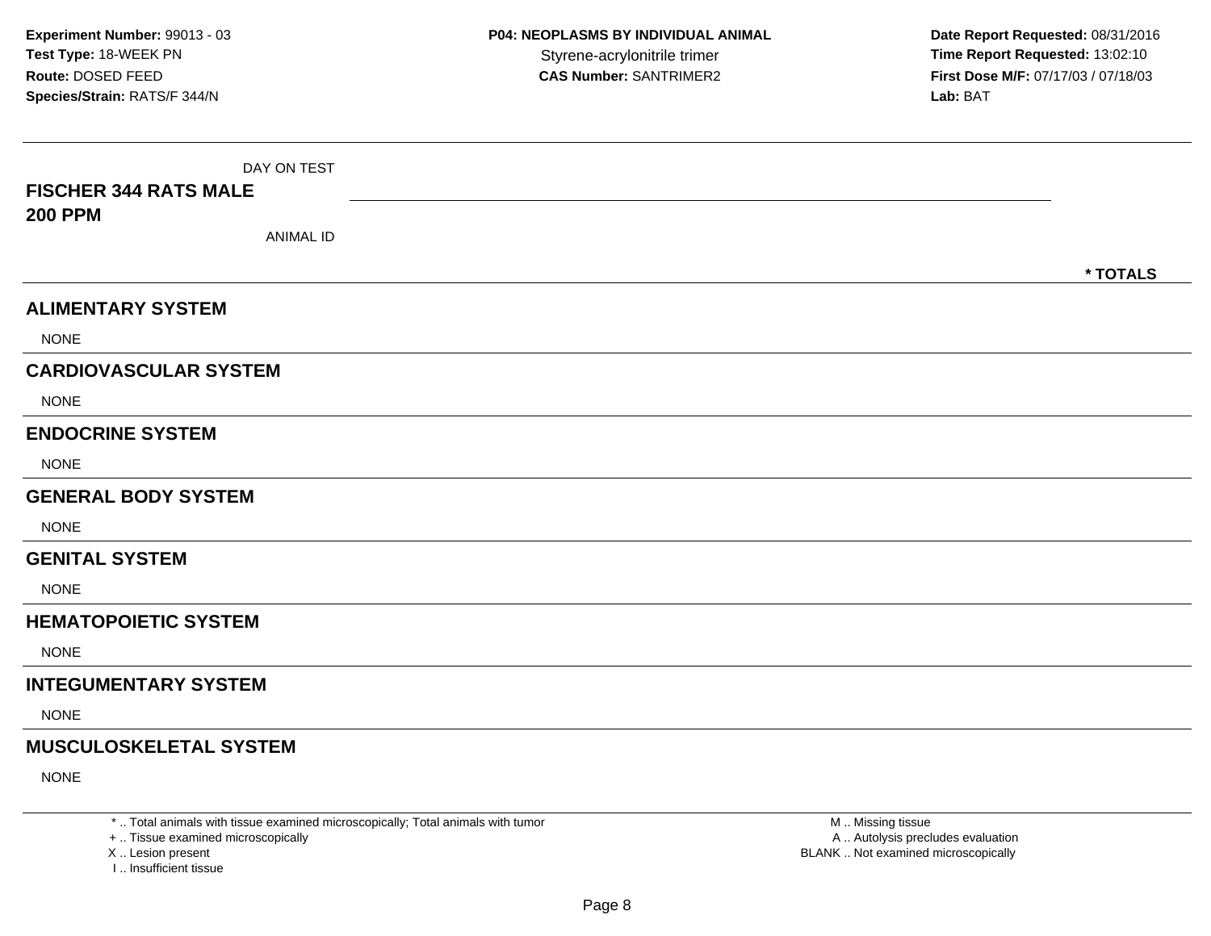**Experiment Number:** 99013 - 03
**Test Type:** 18-WEEK PN
**Route:** DOSED FEED
**Species/Strain:** RATS/F 344/N

**P04: NEOPLASMS BY INDIVIDUAL ANIMAL**
Styrene-acrylonitrile trimer
**CAS Number:** SANTRIMER2

**Date Report Requested:** 08/31/2016
**Time Report Requested:** 13:02:10
**First Dose M/F:** 07/17/03 / 07/18/03
**Lab:** BAT

| DAY ON TEST | |
|---|---|
| **FISCHER 344 RATS MALE** | |
| **200 PPM** | |
| ANIMAL ID | **\* TOTALS** |

## ALIMENTARY SYSTEM

NONE

## CARDIOVASCULAR SYSTEM

NONE

## ENDOCRINE SYSTEM

NONE

## GENERAL BODY SYSTEM

NONE

## GENITAL SYSTEM

NONE

## HEMATOPOIETIC SYSTEM

NONE

## INTEGUMENTARY SYSTEM

NONE

## MUSCULOSKELETAL SYSTEM

NONE

\* .. Total animals with tissue examined microscopically; Total animals with tumor
\+ .. Tissue examined microscopically
X .. Lesion present
I .. Insufficient tissue

M .. Missing tissue
A .. Autolysis precludes evaluation
BLANK .. Not examined microscopically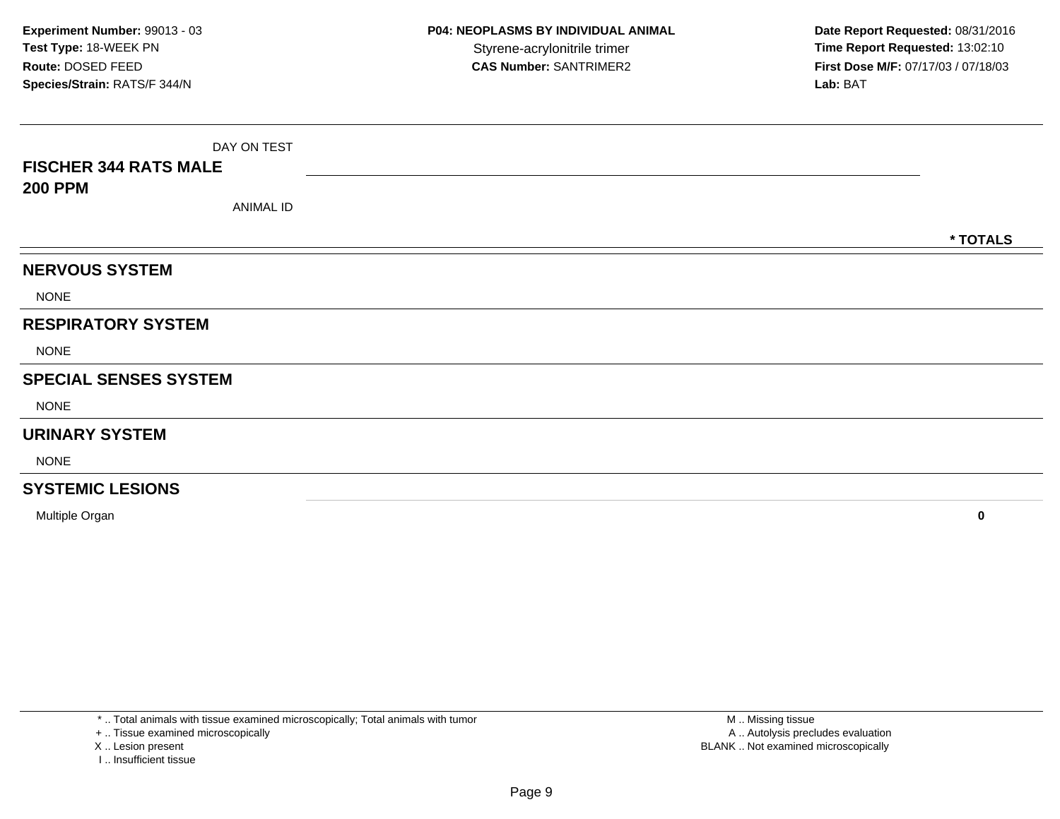**Experiment Number:** 99013 - 03
**Test Type:** 18-WEEK PN
**Route:** DOSED FEED
**Species/Strain:** RATS/F 344/N

**P04: NEOPLASMS BY INDIVIDUAL ANIMAL**
Styrene-acrylonitrile trimer
**CAS Number:** SANTRIMER2

**Date Report Requested:** 08/31/2016
**Time Report Requested:** 13:02:10
**First Dose M/F:** 07/17/03 / 07/18/03
**Lab:** BAT

| FISCHER 344 RATS MALE 200 PPM | DAY ON TEST / ANIMAL ID | * TOTALS |
|---|---|---|
| **NERVOUS SYSTEM** | | |
| NONE | | |
| **RESPIRATORY SYSTEM** | | |
| NONE | | |
| **SPECIAL SENSES SYSTEM** | | |
| NONE | | |
| **URINARY SYSTEM** | | |
| NONE | | |
| **SYSTEMIC LESIONS** | | |
| Multiple Organ | | **0** |

* .. Total animals with tissue examined microscopically; Total animals with tumor
+ .. Tissue examined microscopically
X .. Lesion present
I .. Insufficient tissue

M .. Missing tissue
A .. Autolysis precludes evaluation
BLANK .. Not examined microscopically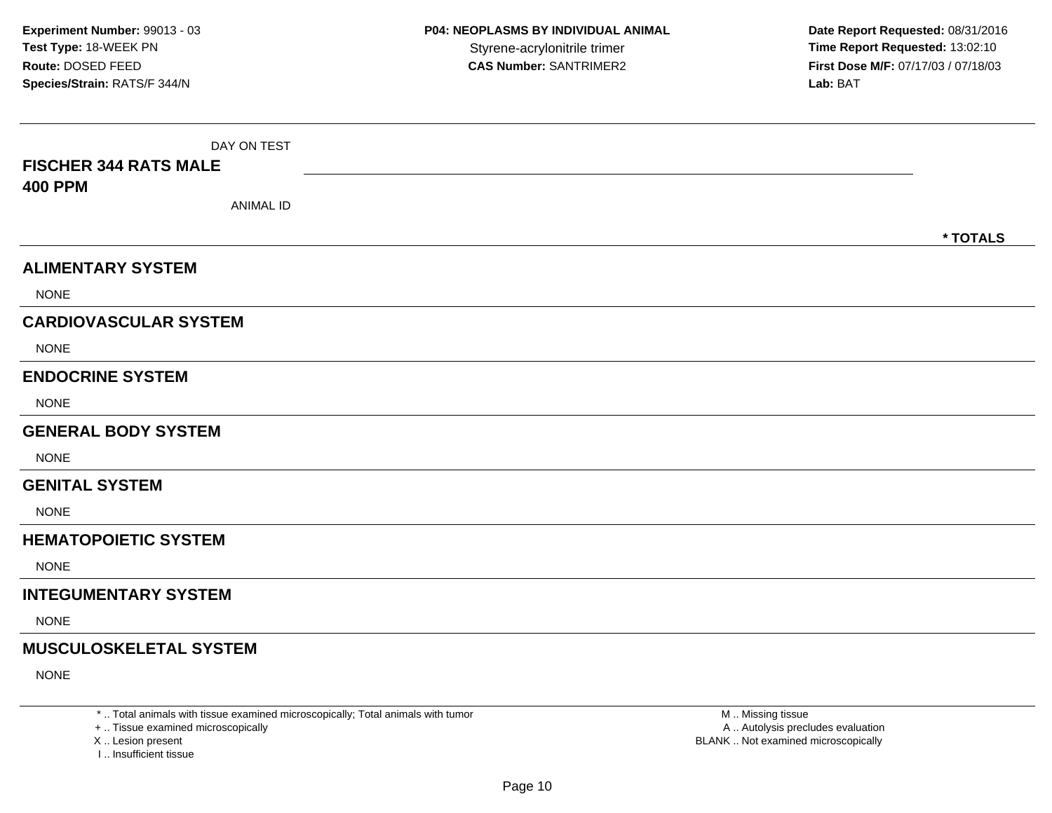Experiment Number: 99013 - 03
Test Type: 18-WEEK PN
Route: DOSED FEED
Species/Strain: RATS/F 344/N

**P04: NEOPLASMS BY INDIVIDUAL ANIMAL**
Styrene-acrylonitrile trimer
**CAS Number:** SANTRIMER2

Date Report Requested: 08/31/2016
Time Report Requested: 13:02:10
First Dose M/F: 07/17/03 / 07/18/03
Lab: BAT

| DAY ON TEST | |
|---|---|
| **FISCHER 344 RATS MALE 400 PPM** | |
| ANIMAL ID | **\* TOTALS** |

## ALIMENTARY SYSTEM

NONE

## CARDIOVASCULAR SYSTEM

NONE

## ENDOCRINE SYSTEM

NONE

## GENERAL BODY SYSTEM

NONE

## GENITAL SYSTEM

NONE

## HEMATOPOIETIC SYSTEM

NONE

## INTEGUMENTARY SYSTEM

NONE

## MUSCULOSKELETAL SYSTEM

NONE

\* .. Total animals with tissue examined microscopically; Total animals with tumor
\+ .. Tissue examined microscopically
X .. Lesion present
I .. Insufficient tissue

M .. Missing tissue
A .. Autolysis precludes evaluation
BLANK .. Not examined microscopically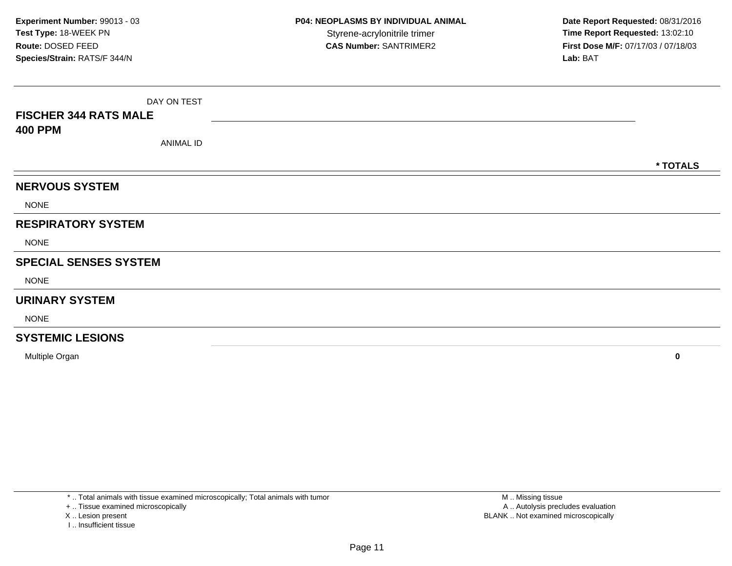**Experiment Number:** 99013 - 03
**Test Type:** 18-WEEK PN
**Route:** DOSED FEED
**Species/Strain:** RATS/F 344/N

**P04: NEOPLASMS BY INDIVIDUAL ANIMAL**
Styrene-acrylonitrile trimer
**CAS Number:** SANTRIMER2

**Date Report Requested:** 08/31/2016
**Time Report Requested:** 13:02:10
**First Dose M/F:** 07/17/03 / 07/18/03
**Lab:** BAT

| DAY ON TEST | |
|---|---|
| **FISCHER 344 RATS MALE 400 PPM** | |
| ANIMAL ID | **\* TOTALS** |

## NERVOUS SYSTEM

NONE

## RESPIRATORY SYSTEM

NONE

## SPECIAL SENSES SYSTEM

NONE

## URINARY SYSTEM

NONE

## SYSTEMIC LESIONS

| | * TOTALS |
|---|---|
| Multiple Organ | **0** |

\* .. Total animals with tissue examined microscopically; Total animals with tumor
\+ .. Tissue examined microscopically
X .. Lesion present
I .. Insufficient tissue

M .. Missing tissue
A .. Autolysis precludes evaluation
BLANK .. Not examined microscopically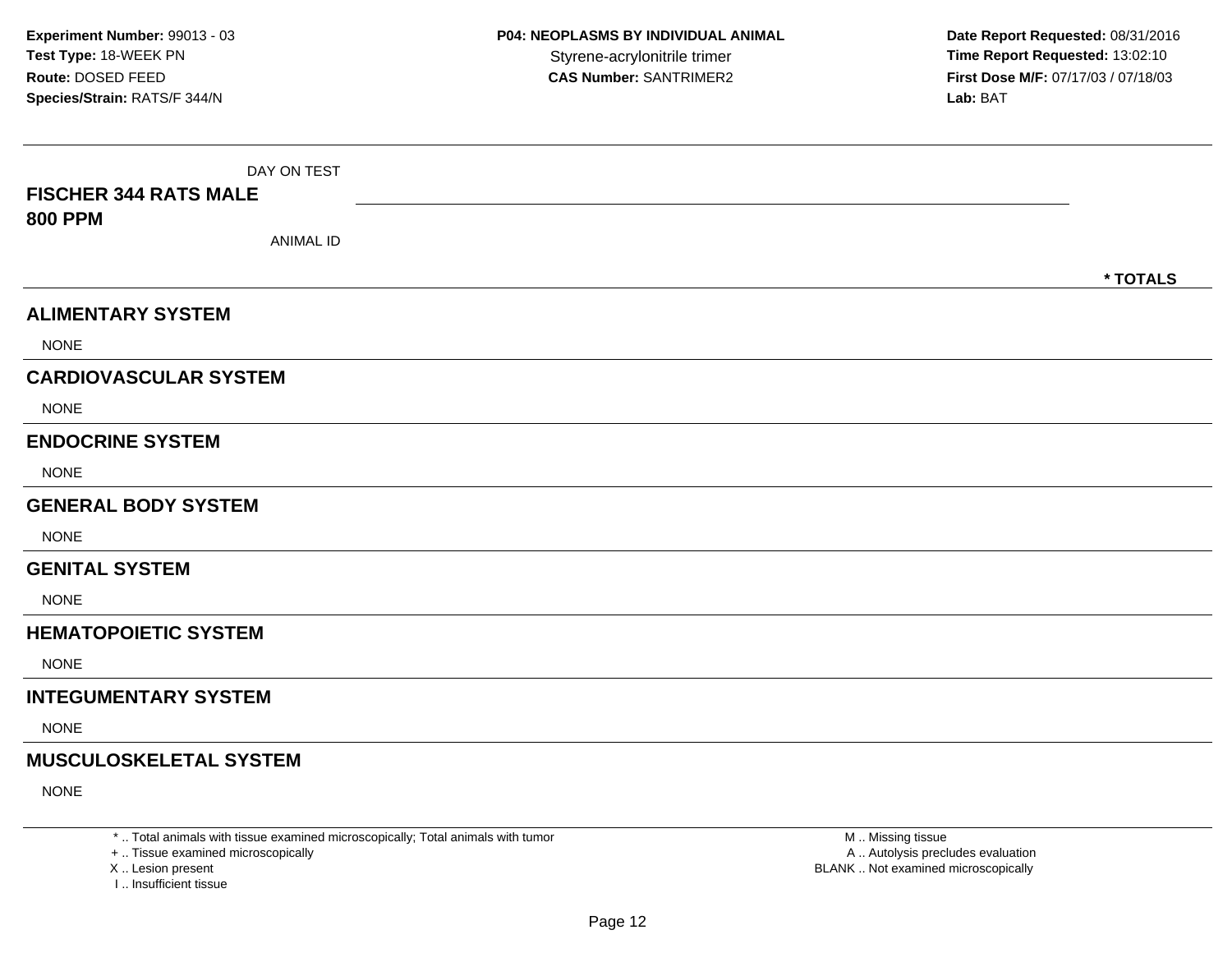**Experiment Number:** 99013 - 03
**Test Type:** 18-WEEK PN
**Route:** DOSED FEED
**Species/Strain:** RATS/F 344/N

**P04: NEOPLASMS BY INDIVIDUAL ANIMAL**
Styrene-acrylonitrile trimer
**CAS Number:** SANTRIMER2

**Date Report Requested:** 08/31/2016
**Time Report Requested:** 13:02:10
**First Dose M/F:** 07/17/03 / 07/18/03
**Lab:** BAT

| DAY ON TEST<br>**FISCHER 344 RATS MALE**<br>**800 PPM**<br>ANIMAL ID | **\* TOTALS** |
|---|---|
| **ALIMENTARY SYSTEM** | |
| NONE | |
| **CARDIOVASCULAR SYSTEM** | |
| NONE | |
| **ENDOCRINE SYSTEM** | |
| NONE | |
| **GENERAL BODY SYSTEM** | |
| NONE | |
| **GENITAL SYSTEM** | |
| NONE | |
| **HEMATOPOIETIC SYSTEM** | |
| NONE | |
| **INTEGUMENTARY SYSTEM** | |
| NONE | |
| **MUSCULOSKELETAL SYSTEM** | |
| NONE | |

\* .. Total animals with tissue examined microscopically; Total animals with tumor
\+ .. Tissue examined microscopically
X .. Lesion present
I .. Insufficient tissue

M .. Missing tissue
A .. Autolysis precludes evaluation
BLANK .. Not examined microscopically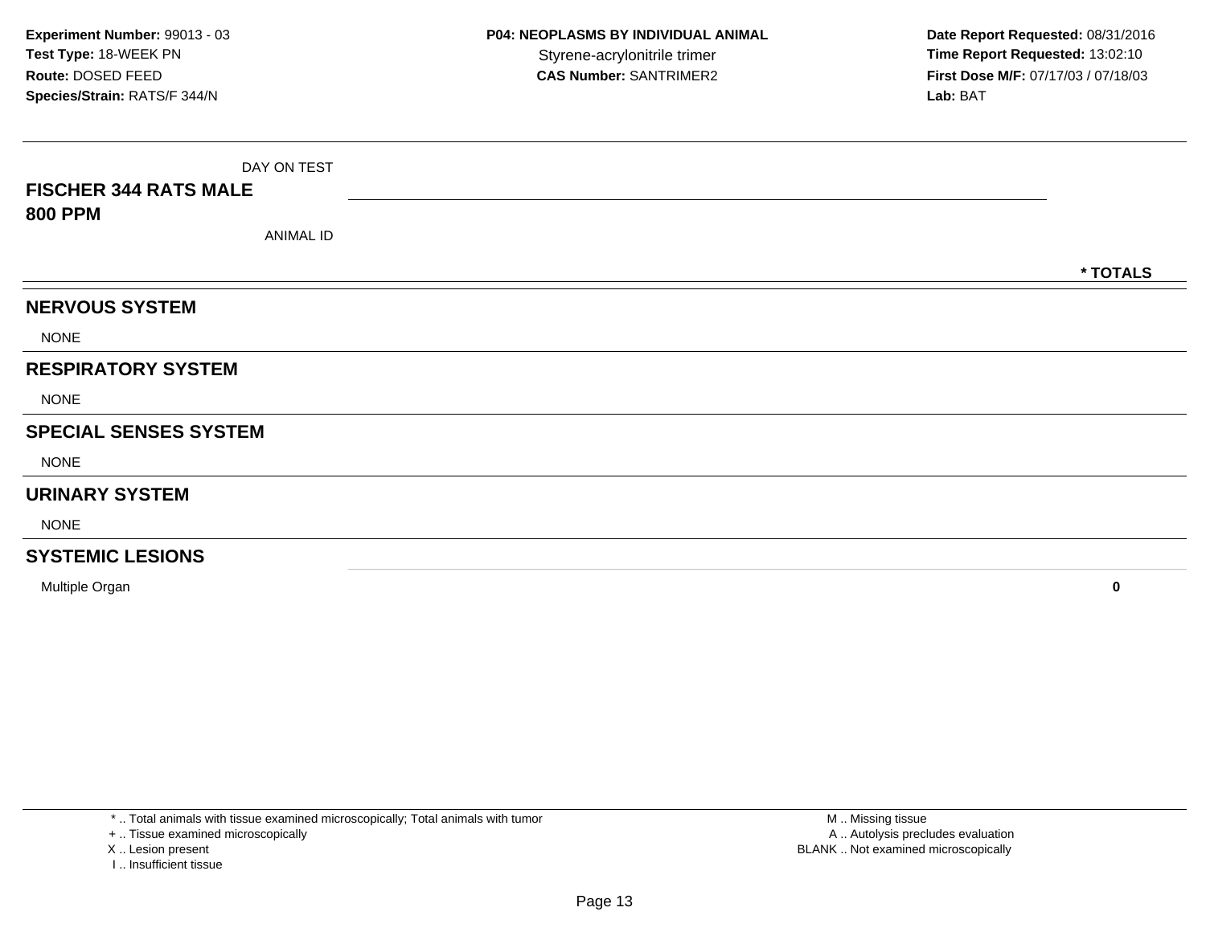**Experiment Number:** 99013 - 03
**Test Type:** 18-WEEK PN
**Route:** DOSED FEED
**Species/Strain:** RATS/F 344/N

**P04: NEOPLASMS BY INDIVIDUAL ANIMAL**
Styrene-acrylonitrile trimer
**CAS Number:** SANTRIMER2

**Date Report Requested:** 08/31/2016
**Time Report Requested:** 13:02:10
**First Dose M/F:** 07/17/03 / 07/18/03
**Lab:** BAT

| FISCHER 344 RATS MALE 800 PPM | DAY ON TEST / ANIMAL ID | * TOTALS |
|---|---|---|
| **NERVOUS SYSTEM** | | |
| NONE | | |
| **RESPIRATORY SYSTEM** | | |
| NONE | | |
| **SPECIAL SENSES SYSTEM** | | |
| NONE | | |
| **URINARY SYSTEM** | | |
| NONE | | |
| **SYSTEMIC LESIONS** | | |
| Multiple Organ | | 0 |

\* .. Total animals with tissue examined microscopically; Total animals with tumor
\+ .. Tissue examined microscopically
X .. Lesion present
I .. Insufficient tissue

M .. Missing tissue
A .. Autolysis precludes evaluation
BLANK .. Not examined microscopically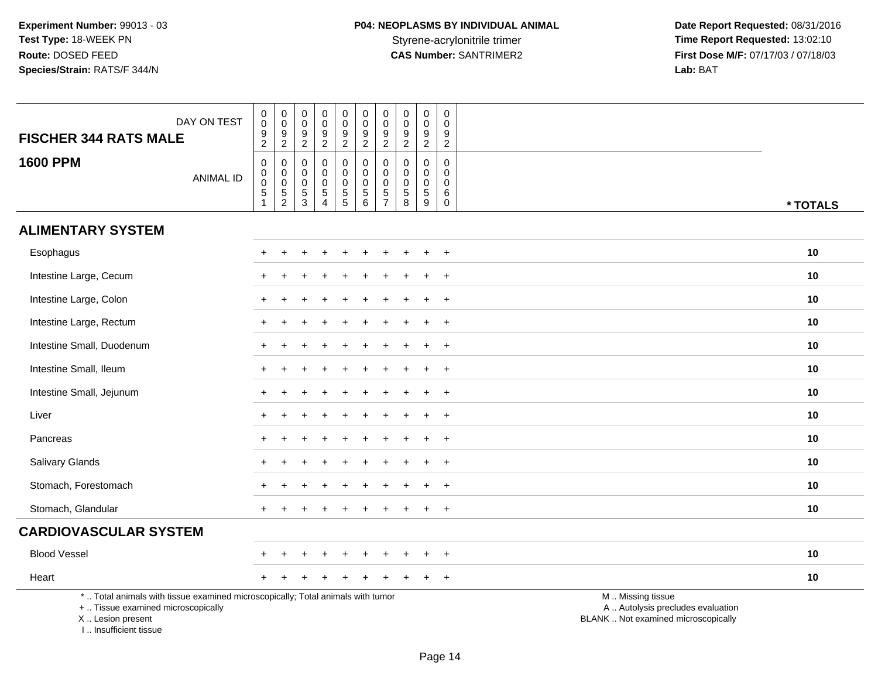**Experiment Number:** 99013 - 03
**Test Type:** 18-WEEK PN
**Route:** DOSED FEED
**Species/Strain:** RATS/F 344/N

**P04: NEOPLASMS BY INDIVIDUAL ANIMAL**
Styrene-acrylonitrile trimer
**CAS Number:** SANTRIMER2

**Date Report Requested:** 08/31/2016
**Time Report Requested:** 13:02:10
**First Dose M/F:** 07/17/03 / 07/18/03
**Lab:** BAT

| FISCHER 344 RATS MALE — DAY ON TEST | 0092 | 0092 | 0092 | 0092 | 0092 | 0092 | 0092 | 0092 | 0092 | 0092 | |
|---|---|---|---|---|---|---|---|---|---|---|---|
| **1600 PPM** — ANIMAL ID | 00051 | 00052 | 00053 | 00054 | 00055 | 00056 | 00057 | 00058 | 00059 | 00060 | *** TOTALS** |
| **ALIMENTARY SYSTEM** | | | | | | | | | | | |
| Esophagus | + | + | + | + | + | + | + | + | + | + | **10** |
| Intestine Large, Cecum | + | + | + | + | + | + | + | + | + | + | **10** |
| Intestine Large, Colon | + | + | + | + | + | + | + | + | + | + | **10** |
| Intestine Large, Rectum | + | + | + | + | + | + | + | + | + | + | **10** |
| Intestine Small, Duodenum | + | + | + | + | + | + | + | + | + | + | **10** |
| Intestine Small, Ileum | + | + | + | + | + | + | + | + | + | + | **10** |
| Intestine Small, Jejunum | + | + | + | + | + | + | + | + | + | + | **10** |
| Liver | + | + | + | + | + | + | + | + | + | + | **10** |
| Pancreas | + | + | + | + | + | + | + | + | + | + | **10** |
| Salivary Glands | + | + | + | + | + | + | + | + | + | + | **10** |
| Stomach, Forestomach | + | + | + | + | + | + | + | + | + | + | **10** |
| Stomach, Glandular | + | + | + | + | + | + | + | + | + | + | **10** |
| **CARDIOVASCULAR SYSTEM** | | | | | | | | | | | |
| Blood Vessel | + | + | + | + | + | + | + | + | + | + | **10** |
| Heart | + | + | + | + | + | + | + | + | + | + | **10** |

\* .. Total animals with tissue examined microscopically; Total animals with tumor
\+ .. Tissue examined microscopically
X .. Lesion present
I .. Insufficient tissue

M .. Missing tissue
A .. Autolysis precludes evaluation
BLANK .. Not examined microscopically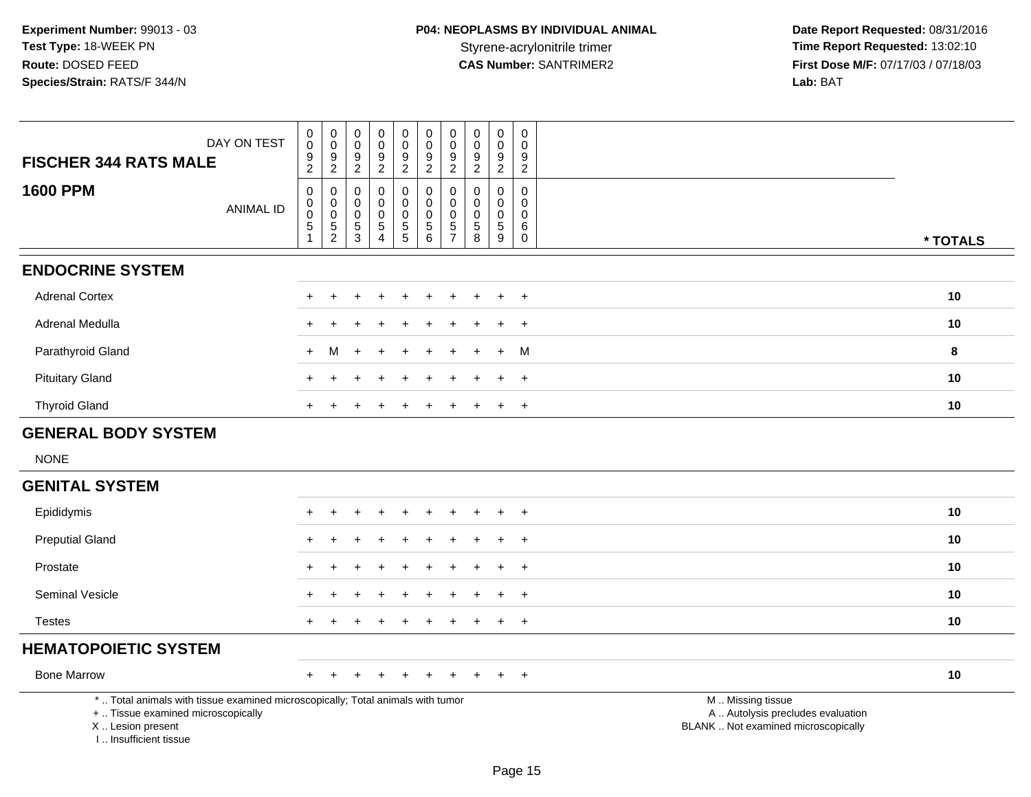**Experiment Number:** 99013 - 03
**Test Type:** 18-WEEK PN
**Route:** DOSED FEED
**Species/Strain:** RATS/F 344/N

**P04: NEOPLASMS BY INDIVIDUAL ANIMAL**
Styrene-acrylonitrile trimer
**CAS Number:** SANTRIMER2

**Date Report Requested:** 08/31/2016
**Time Report Requested:** 13:02:10
**First Dose M/F:** 07/17/03 / 07/18/03
**Lab:** BAT

## FISCHER 344 RATS MALE

## 1600 PPM

| DAY ON TEST | 0092 | 0092 | 0092 | 0092 | 0092 | 0092 | 0092 | 0092 | 0092 | 0092 | |
|---|---|---|---|---|---|---|---|---|---|---|---|
| ANIMAL ID | 00051 | 00052 | 00053 | 00054 | 00055 | 00056 | 00057 | 00058 | 00059 | 00060 | * TOTALS |
| **ENDOCRINE SYSTEM** | | | | | | | | | | | |
| Adrenal Cortex | + | + | + | + | + | + | + | + | + | + | 10 |
| Adrenal Medulla | + | + | + | + | + | + | + | + | + | + | 10 |
| Parathyroid Gland | + | M | + | + | + | + | + | + | + | M | 8 |
| Pituitary Gland | + | + | + | + | + | + | + | + | + | + | 10 |
| Thyroid Gland | + | + | + | + | + | + | + | + | + | + | 10 |
| **GENERAL BODY SYSTEM** | | | | | | | | | | | |
| NONE | | | | | | | | | | | |
| **GENITAL SYSTEM** | | | | | | | | | | | |
| Epididymis | + | + | + | + | + | + | + | + | + | + | 10 |
| Preputial Gland | + | + | + | + | + | + | + | + | + | + | 10 |
| Prostate | + | + | + | + | + | + | + | + | + | + | 10 |
| Seminal Vesicle | + | + | + | + | + | + | + | + | + | + | 10 |
| Testes | + | + | + | + | + | + | + | + | + | + | 10 |
| **HEMATOPOIETIC SYSTEM** | | | | | | | | | | | |
| Bone Marrow | + | + | + | + | + | + | + | + | + | + | 10 |

\* .. Total animals with tissue examined microscopically; Total animals with tumor
\+ .. Tissue examined microscopically
X .. Lesion present
I .. Insufficient tissue

M .. Missing tissue
A .. Autolysis precludes evaluation
BLANK .. Not examined microscopically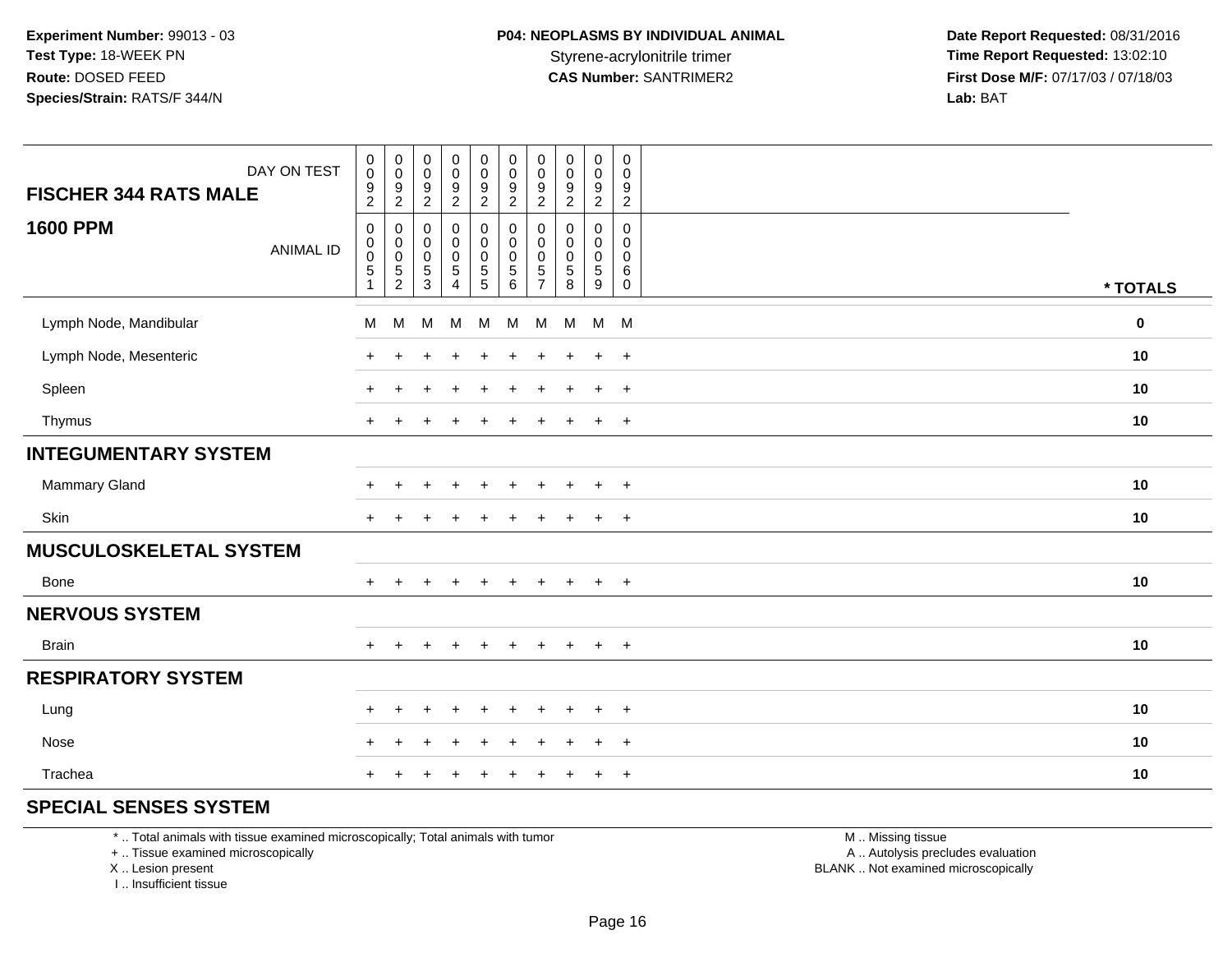**Experiment Number:** 99013 - 03
**Test Type:** 18-WEEK PN
**Route:** DOSED FEED
**Species/Strain:** RATS/F 344/N

**P04: NEOPLASMS BY INDIVIDUAL ANIMAL**
Styrene-acrylonitrile trimer
**CAS Number:** SANTRIMER2

**Date Report Requested:** 08/31/2016
**Time Report Requested:** 13:02:10
**First Dose M/F:** 07/17/03 / 07/18/03
**Lab:** BAT

| FISCHER 344 RATS MALE — DAY ON TEST | 0092 | 0092 | 0092 | 0092 | 0092 | 0092 | 0092 | 0092 | 0092 | 0092 | |
|---|---|---|---|---|---|---|---|---|---|---|---|
| **1600 PPM** — ANIMAL ID | 00051 | 00052 | 00053 | 00054 | 00055 | 00056 | 00057 | 00058 | 00059 | 00060 | * TOTALS |
| Lymph Node, Mandibular | M | M | M | M | M | M | M | M | M | M | 0 |
| Lymph Node, Mesenteric | + | + | + | + | + | + | + | + | + | + | 10 |
| Spleen | + | + | + | + | + | + | + | + | + | + | 10 |
| Thymus | + | + | + | + | + | + | + | + | + | + | 10 |
| **INTEGUMENTARY SYSTEM** | | | | | | | | | | | |
| Mammary Gland | + | + | + | + | + | + | + | + | + | + | 10 |
| Skin | + | + | + | + | + | + | + | + | + | + | 10 |
| **MUSCULOSKELETAL SYSTEM** | | | | | | | | | | | |
| Bone | + | + | + | + | + | + | + | + | + | + | 10 |
| **NERVOUS SYSTEM** | | | | | | | | | | | |
| Brain | + | + | + | + | + | + | + | + | + | + | 10 |
| **RESPIRATORY SYSTEM** | | | | | | | | | | | |
| Lung | + | + | + | + | + | + | + | + | + | + | 10 |
| Nose | + | + | + | + | + | + | + | + | + | + | 10 |
| Trachea | + | + | + | + | + | + | + | + | + | + | 10 |
| **SPECIAL SENSES SYSTEM** | | | | | | | | | | | |

* .. Total animals with tissue examined microscopically; Total animals with tumor
+ .. Tissue examined microscopically
X .. Lesion present
I .. Insufficient tissue

M .. Missing tissue
A .. Autolysis precludes evaluation
BLANK .. Not examined microscopically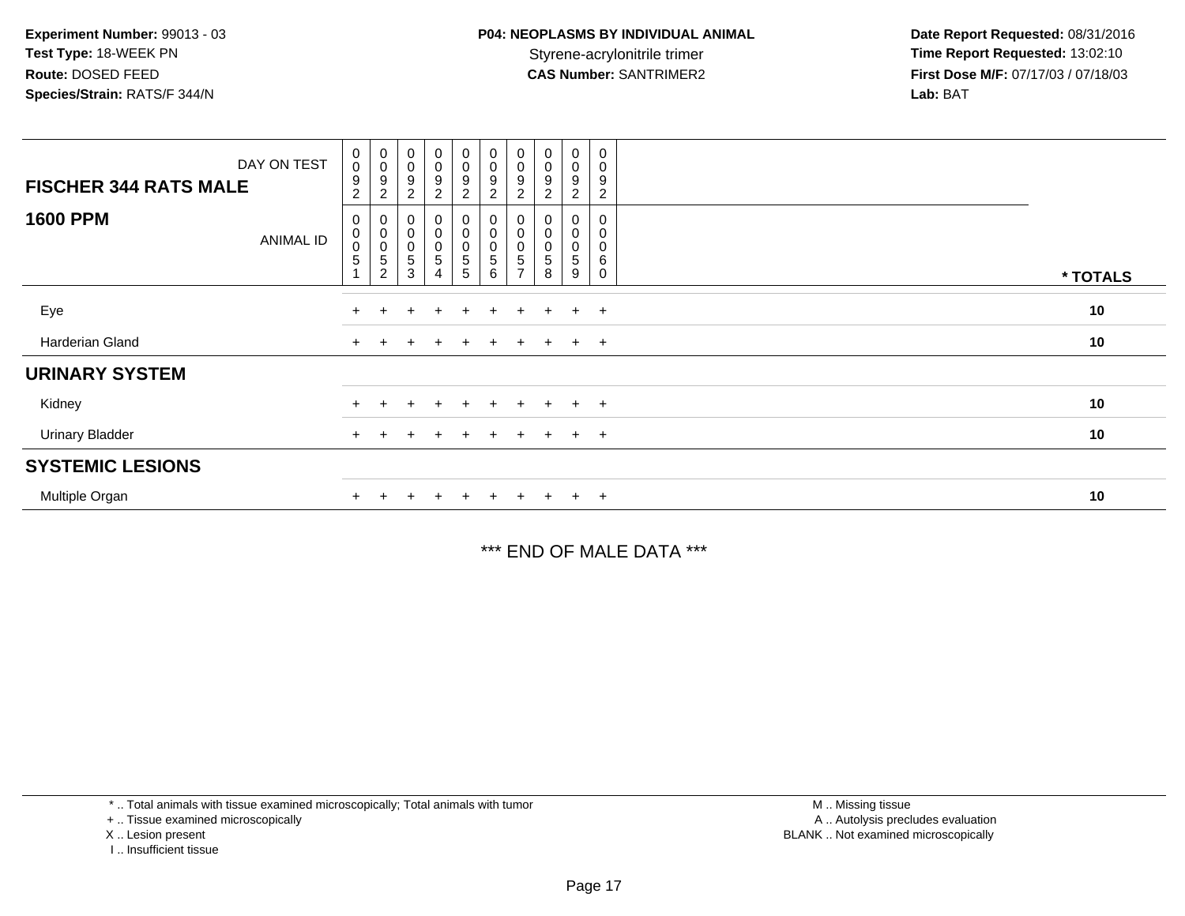**Experiment Number:** 99013 - 03
**Test Type:** 18-WEEK PN
**Route:** DOSED FEED
**Species/Strain:** RATS/F 344/N

**P04: NEOPLASMS BY INDIVIDUAL ANIMAL**
Styrene-acrylonitrile trimer
**CAS Number:** SANTRIMER2

**Date Report Requested:** 08/31/2016
**Time Report Requested:** 13:02:10
**First Dose M/F:** 07/17/03 / 07/18/03
**Lab:** BAT

| FISCHER 344 RATS MALE — DAY ON TEST | 0092 | 0092 | 0092 | 0092 | 0092 | 0092 | 0092 | 0092 | 0092 | 0092 | |
|---|---|---|---|---|---|---|---|---|---|---|---|
| **1600 PPM** — ANIMAL ID | 00051 | 00052 | 00053 | 00054 | 00055 | 00056 | 00057 | 00058 | 00059 | 00060 | *** TOTALS** |
| Eye | + | + | + | + | + | + | + | + | + | + | **10** |
| Harderian Gland | + | + | + | + | + | + | + | + | + | + | **10** |
| **URINARY SYSTEM** | | | | | | | | | | | |
| Kidney | + | + | + | + | + | + | + | + | + | + | **10** |
| Urinary Bladder | + | + | + | + | + | + | + | + | + | + | **10** |
| **SYSTEMIC LESIONS** | | | | | | | | | | | |
| Multiple Organ | + | + | + | + | + | + | + | + | + | + | **10** |

*** END OF MALE DATA ***

* .. Total animals with tissue examined microscopically; Total animals with tumor
+ .. Tissue examined microscopically
X .. Lesion present
I .. Insufficient tissue

M .. Missing tissue
A .. Autolysis precludes evaluation
BLANK .. Not examined microscopically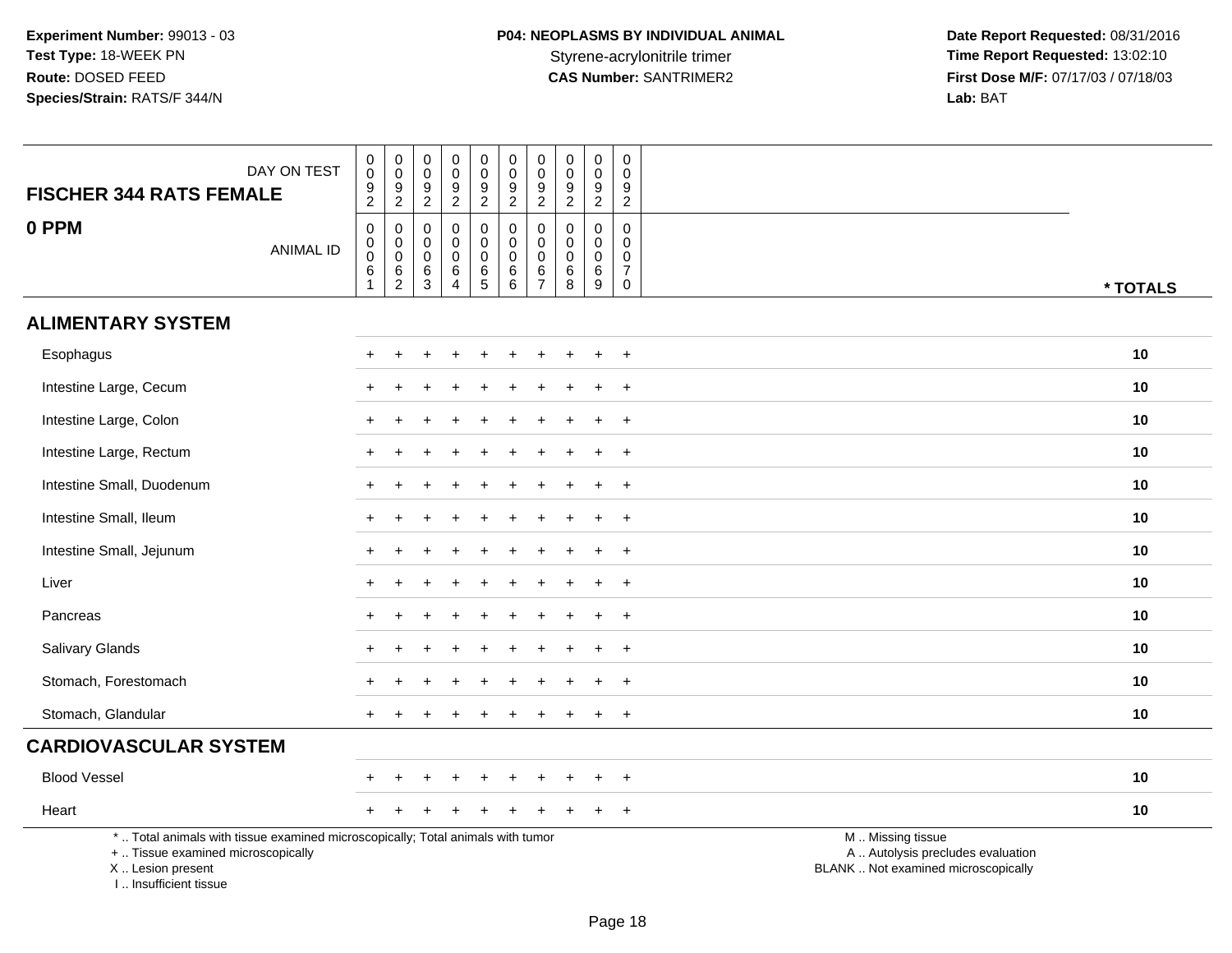**Experiment Number:** 99013 - 03
**Test Type:** 18-WEEK PN
**Route:** DOSED FEED
**Species/Strain:** RATS/F 344/N

**P04: NEOPLASMS BY INDIVIDUAL ANIMAL**
Styrene-acrylonitrile trimer
**CAS Number:** SANTRIMER2

**Date Report Requested:** 08/31/2016
**Time Report Requested:** 13:02:10
**First Dose M/F:** 07/17/03 / 07/18/03
**Lab:** BAT

| FISCHER 344 RATS FEMALE — DAY ON TEST | 0092 | 0092 | 0092 | 0092 | 0092 | 0092 | 0092 | 0092 | 0092 | 0092 | |
|---|---|---|---|---|---|---|---|---|---|---|---|
| **0 PPM** — ANIMAL ID | 00061 | 00062 | 00063 | 00064 | 00065 | 00066 | 00067 | 00068 | 00069 | 00070 | *** TOTALS** |
| **ALIMENTARY SYSTEM** | | | | | | | | | | | |
| Esophagus | + | + | + | + | + | + | + | + | + | + | **10** |
| Intestine Large, Cecum | + | + | + | + | + | + | + | + | + | + | **10** |
| Intestine Large, Colon | + | + | + | + | + | + | + | + | + | + | **10** |
| Intestine Large, Rectum | + | + | + | + | + | + | + | + | + | + | **10** |
| Intestine Small, Duodenum | + | + | + | + | + | + | + | + | + | + | **10** |
| Intestine Small, Ileum | + | + | + | + | + | + | + | + | + | + | **10** |
| Intestine Small, Jejunum | + | + | + | + | + | + | + | + | + | + | **10** |
| Liver | + | + | + | + | + | + | + | + | + | + | **10** |
| Pancreas | + | + | + | + | + | + | + | + | + | + | **10** |
| Salivary Glands | + | + | + | + | + | + | + | + | + | + | **10** |
| Stomach, Forestomach | + | + | + | + | + | + | + | + | + | + | **10** |
| Stomach, Glandular | + | + | + | + | + | + | + | + | + | + | **10** |
| **CARDIOVASCULAR SYSTEM** | | | | | | | | | | | |
| Blood Vessel | + | + | + | + | + | + | + | + | + | + | **10** |
| Heart | + | + | + | + | + | + | + | + | + | + | **10** |

\* .. Total animals with tissue examined microscopically; Total animals with tumor
\+ .. Tissue examined microscopically
X .. Lesion present
I .. Insufficient tissue

M .. Missing tissue
A .. Autolysis precludes evaluation
BLANK .. Not examined microscopically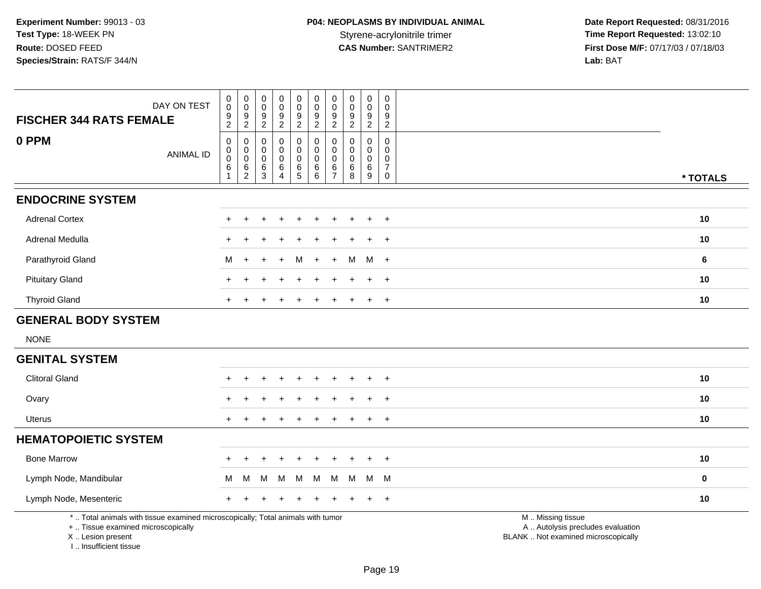**Experiment Number:** 99013 - 03
**Test Type:** 18-WEEK PN
**Route:** DOSED FEED
**Species/Strain:** RATS/F 344/N

**P04: NEOPLASMS BY INDIVIDUAL ANIMAL**
Styrene-acrylonitrile trimer
**CAS Number:** SANTRIMER2

**Date Report Requested:** 08/31/2016
**Time Report Requested:** 13:02:10
**First Dose M/F:** 07/17/03 / 07/18/03
**Lab:** BAT

| FISCHER 344 RATS FEMALE — DAY ON TEST | 0092 | 0092 | 0092 | 0092 | 0092 | 0092 | 0092 | 0092 | 0092 | 0092 | |
|---|---|---|---|---|---|---|---|---|---|---|---|
| **0 PPM** — ANIMAL ID | 00061 | 00062 | 00063 | 00064 | 00065 | 00066 | 00067 | 00068 | 00069 | 00070 | * TOTALS |
| **ENDOCRINE SYSTEM** | | | | | | | | | | | |
| Adrenal Cortex | + | + | + | + | + | + | + | + | + | + | 10 |
| Adrenal Medulla | + | + | + | + | + | + | + | + | + | + | 10 |
| Parathyroid Gland | M | + | + | + | M | + | + | M | M | + | 6 |
| Pituitary Gland | + | + | + | + | + | + | + | + | + | + | 10 |
| Thyroid Gland | + | + | + | + | + | + | + | + | + | + | 10 |
| **GENERAL BODY SYSTEM** | | | | | | | | | | | |
| NONE | | | | | | | | | | | |
| **GENITAL SYSTEM** | | | | | | | | | | | |
| Clitoral Gland | + | + | + | + | + | + | + | + | + | + | 10 |
| Ovary | + | + | + | + | + | + | + | + | + | + | 10 |
| Uterus | + | + | + | + | + | + | + | + | + | + | 10 |
| **HEMATOPOIETIC SYSTEM** | | | | | | | | | | | |
| Bone Marrow | + | + | + | + | + | + | + | + | + | + | 10 |
| Lymph Node, Mandibular | M | M | M | M | M | M | M | M | M | M | 0 |
| Lymph Node, Mesenteric | + | + | + | + | + | + | + | + | + | + | 10 |

* .. Total animals with tissue examined microscopically; Total animals with tumor
+ .. Tissue examined microscopically
X .. Lesion present
I .. Insufficient tissue

M .. Missing tissue
A .. Autolysis precludes evaluation
BLANK .. Not examined microscopically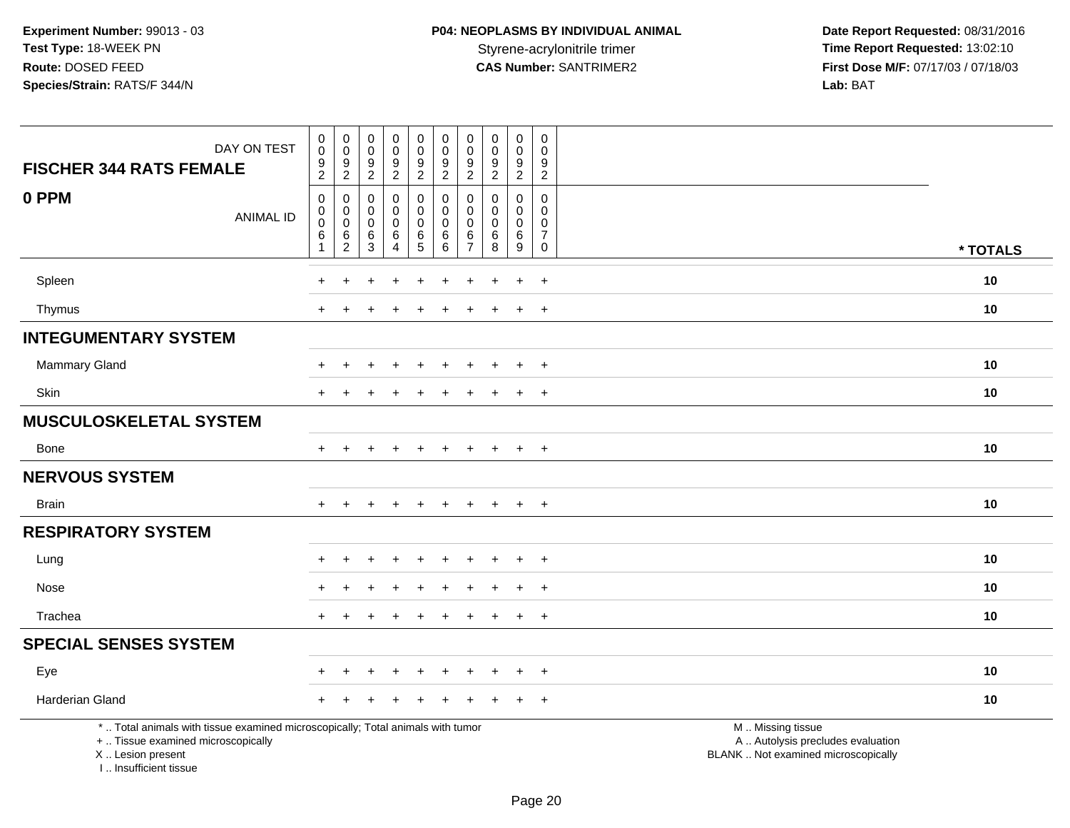Experiment Number: 99013 - 03
Test Type: 18-WEEK PN
Route: DOSED FEED
Species/Strain: RATS/F 344/N

**P04: NEOPLASMS BY INDIVIDUAL ANIMAL**
Styrene-acrylonitrile trimer
**CAS Number:** SANTRIMER2

Date Report Requested: 08/31/2016
Time Report Requested: 13:02:10
First Dose M/F: 07/17/03 / 07/18/03
Lab: BAT

| FISCHER 344 RATS FEMALE — DAY ON TEST | 0092 | 0092 | 0092 | 0092 | 0092 | 0092 | 0092 | 0092 | 0092 | 0092 | |
|---|---|---|---|---|---|---|---|---|---|---|---|
| **0 PPM** — ANIMAL ID | 00061 | 00062 | 00063 | 00064 | 00065 | 00066 | 00067 | 00068 | 00069 | 00070 | * TOTALS |
| Spleen | + | + | + | + | + | + | + | + | + | + | 10 |
| Thymus | + | + | + | + | + | + | + | + | + | + | 10 |
| **INTEGUMENTARY SYSTEM** | | | | | | | | | | | |
| Mammary Gland | + | + | + | + | + | + | + | + | + | + | 10 |
| Skin | + | + | + | + | + | + | + | + | + | + | 10 |
| **MUSCULOSKELETAL SYSTEM** | | | | | | | | | | | |
| Bone | + | + | + | + | + | + | + | + | + | + | 10 |
| **NERVOUS SYSTEM** | | | | | | | | | | | |
| Brain | + | + | + | + | + | + | + | + | + | + | 10 |
| **RESPIRATORY SYSTEM** | | | | | | | | | | | |
| Lung | + | + | + | + | + | + | + | + | + | + | 10 |
| Nose | + | + | + | + | + | + | + | + | + | + | 10 |
| Trachea | + | + | + | + | + | + | + | + | + | + | 10 |
| **SPECIAL SENSES SYSTEM** | | | | | | | | | | | |
| Eye | + | + | + | + | + | + | + | + | + | + | 10 |
| Harderian Gland | + | + | + | + | + | + | + | + | + | + | 10 |

* .. Total animals with tissue examined microscopically; Total animals with tumor
+ .. Tissue examined microscopically
X .. Lesion present
I .. Insufficient tissue

M .. Missing tissue
A .. Autolysis precludes evaluation
BLANK .. Not examined microscopically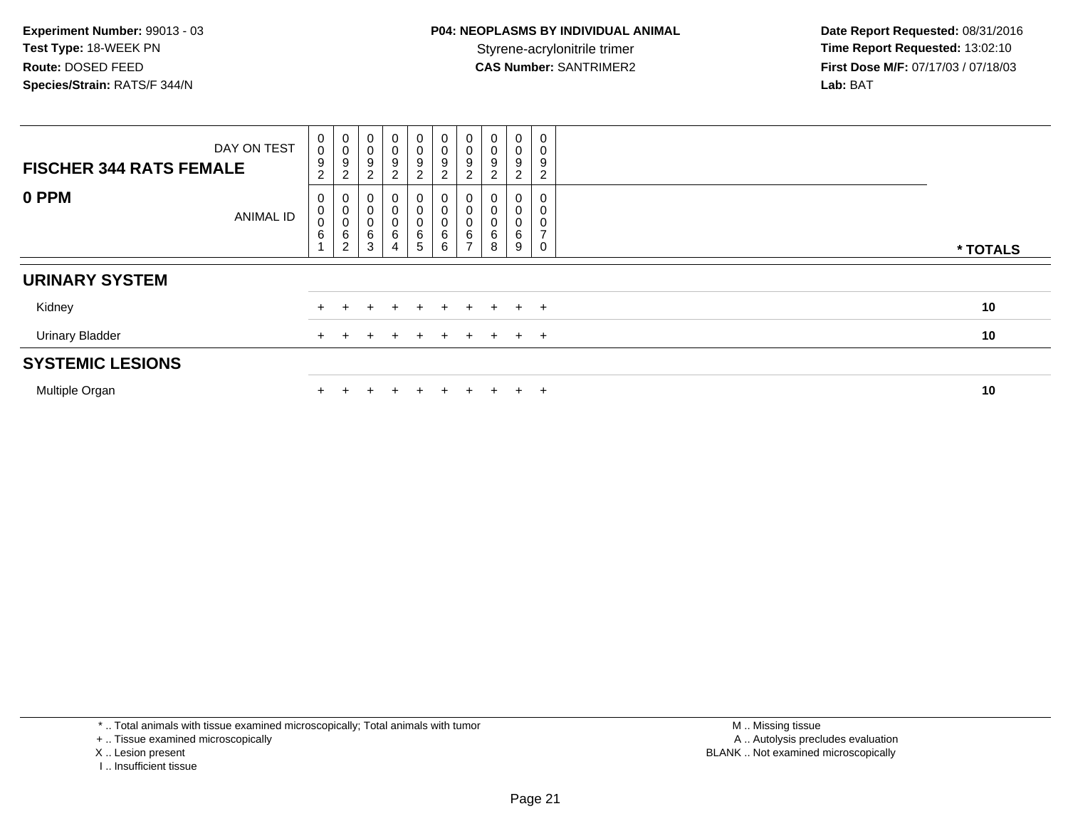**Experiment Number:** 99013 - 03
**Test Type:** 18-WEEK PN
**Route:** DOSED FEED
**Species/Strain:** RATS/F 344/N

**P04: NEOPLASMS BY INDIVIDUAL ANIMAL**
Styrene-acrylonitrile trimer
**CAS Number:** SANTRIMER2

**Date Report Requested:** 08/31/2016
**Time Report Requested:** 13:02:10
**First Dose M/F:** 07/17/03 / 07/18/03
**Lab:** BAT

| FISCHER 344 RATS FEMALE — DAY ON TEST | 0092 | 0092 | 0092 | 0092 | 0092 | 0092 | 0092 | 0092 | 0092 | 0092 | |
|---|---|---|---|---|---|---|---|---|---|---|---|
| **0 PPM** — ANIMAL ID | 00061 | 00062 | 00063 | 00064 | 00065 | 00066 | 00067 | 00068 | 00069 | 00070 | *** TOTALS** |
| **URINARY SYSTEM** | | | | | | | | | | | |
| Kidney | + | + | + | + | + | + | + | + | + | + | **10** |
| Urinary Bladder | + | + | + | + | + | + | + | + | + | + | **10** |
| **SYSTEMIC LESIONS** | | | | | | | | | | | |
| Multiple Organ | + | + | + | + | + | + | + | + | + | + | **10** |

* .. Total animals with tissue examined microscopically; Total animals with tumor
+ .. Tissue examined microscopically
X .. Lesion present
I .. Insufficient tissue

M .. Missing tissue
A .. Autolysis precludes evaluation
BLANK .. Not examined microscopically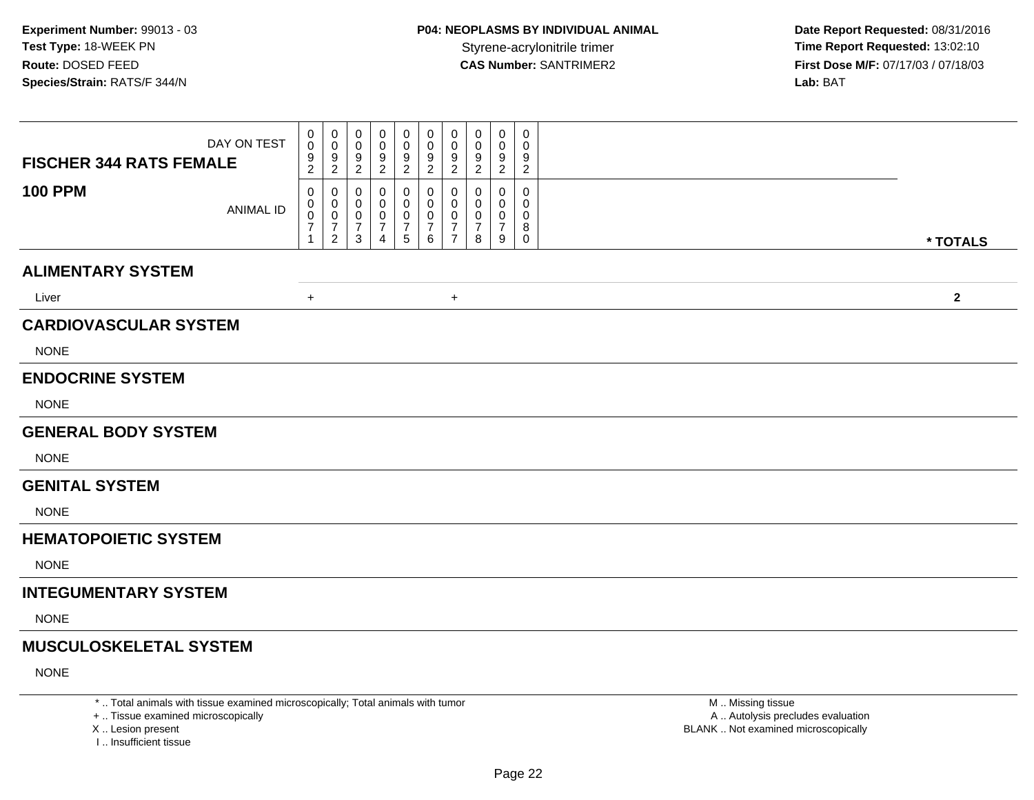**Experiment Number:** 99013 - 03
**Test Type:** 18-WEEK PN
**Route:** DOSED FEED
**Species/Strain:** RATS/F 344/N

**P04: NEOPLASMS BY INDIVIDUAL ANIMAL**
Styrene-acrylonitrile trimer
**CAS Number:** SANTRIMER2

**Date Report Requested:** 08/31/2016
**Time Report Requested:** 13:02:10
**First Dose M/F:** 07/17/03 / 07/18/03
**Lab:** BAT

| FISCHER 344 RATS FEMALE / 100 PPM | | | | | | | | | | | |
|---|---|---|---|---|---|---|---|---|---|---|---|
| DAY ON TEST | 0092 | 0092 | 0092 | 0092 | 0092 | 0092 | 0092 | 0092 | 0092 | 0092 | |
| ANIMAL ID | 00071 | 00072 | 00073 | 00074 | 00075 | 00076 | 00077 | 00078 | 00079 | 00080 | * TOTALS |
| **ALIMENTARY SYSTEM** | | | | | | | | | | | |
| Liver | + | | | | | | + | | | | 2 |
| **CARDIOVASCULAR SYSTEM** | | | | | | | | | | | |
| NONE | | | | | | | | | | | |
| **ENDOCRINE SYSTEM** | | | | | | | | | | | |
| NONE | | | | | | | | | | | |
| **GENERAL BODY SYSTEM** | | | | | | | | | | | |
| NONE | | | | | | | | | | | |
| **GENITAL SYSTEM** | | | | | | | | | | | |
| NONE | | | | | | | | | | | |
| **HEMATOPOIETIC SYSTEM** | | | | | | | | | | | |
| NONE | | | | | | | | | | | |
| **INTEGUMENTARY SYSTEM** | | | | | | | | | | | |
| NONE | | | | | | | | | | | |
| **MUSCULOSKELETAL SYSTEM** | | | | | | | | | | | |
| NONE | | | | | | | | | | | |

\* .. Total animals with tissue examined microscopically; Total animals with tumor
\+ .. Tissue examined microscopically
X .. Lesion present
I .. Insufficient tissue

M .. Missing tissue
A .. Autolysis precludes evaluation
BLANK .. Not examined microscopically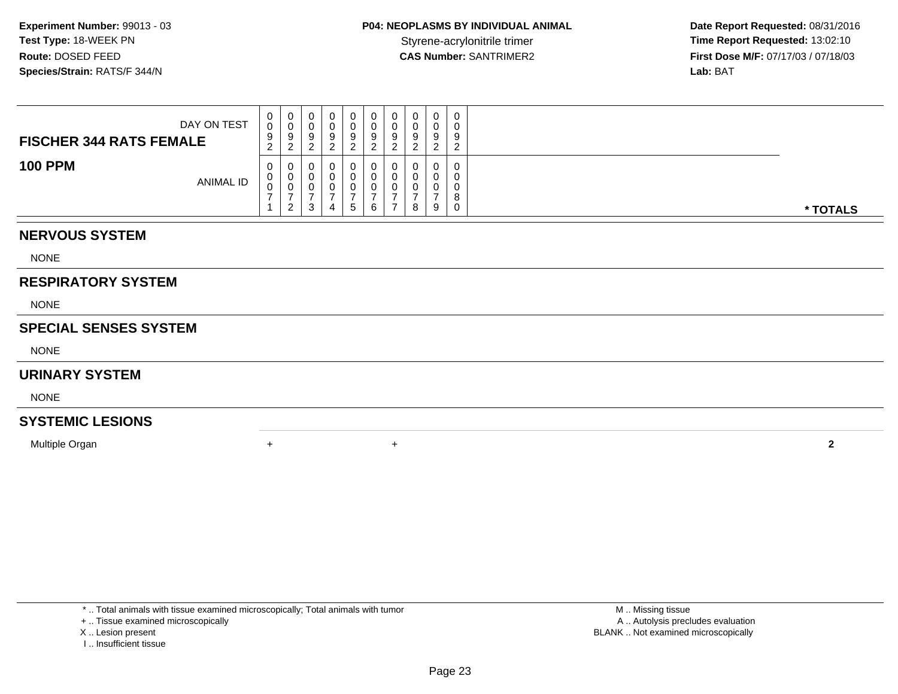**Experiment Number:** 99013 - 03
**Test Type:** 18-WEEK PN
**Route:** DOSED FEED
**Species/Strain:** RATS/F 344/N

**P04: NEOPLASMS BY INDIVIDUAL ANIMAL**
Styrene-acrylonitrile trimer
**CAS Number:** SANTRIMER2

**Date Report Requested:** 08/31/2016
**Time Report Requested:** 13:02:10
**First Dose M/F:** 07/17/03 / 07/18/03
**Lab:** BAT

| FISCHER 344 RATS FEMALE — DAY ON TEST | 0092 | 0092 | 0092 | 0092 | 0092 | 0092 | 0092 | 0092 | 0092 | 0092 | |
|---|---|---|---|---|---|---|---|---|---|---|---|
| **100 PPM** — ANIMAL ID | 00071 | 00072 | 00073 | 00074 | 00075 | 00076 | 00077 | 00078 | 00079 | 00080 | *** TOTALS** |
| **NERVOUS SYSTEM** | | | | | | | | | | | |
| NONE | | | | | | | | | | | |
| **RESPIRATORY SYSTEM** | | | | | | | | | | | |
| NONE | | | | | | | | | | | |
| **SPECIAL SENSES SYSTEM** | | | | | | | | | | | |
| NONE | | | | | | | | | | | |
| **URINARY SYSTEM** | | | | | | | | | | | |
| NONE | | | | | | | | | | | |
| **SYSTEMIC LESIONS** | | | | | | | | | | | |
| Multiple Organ | + | | | | | + | | | | | **2** |

\* .. Total animals with tissue examined microscopically; Total animals with tumor
\+ .. Tissue examined microscopically
X .. Lesion present
I .. Insufficient tissue

M .. Missing tissue
A .. Autolysis precludes evaluation
BLANK .. Not examined microscopically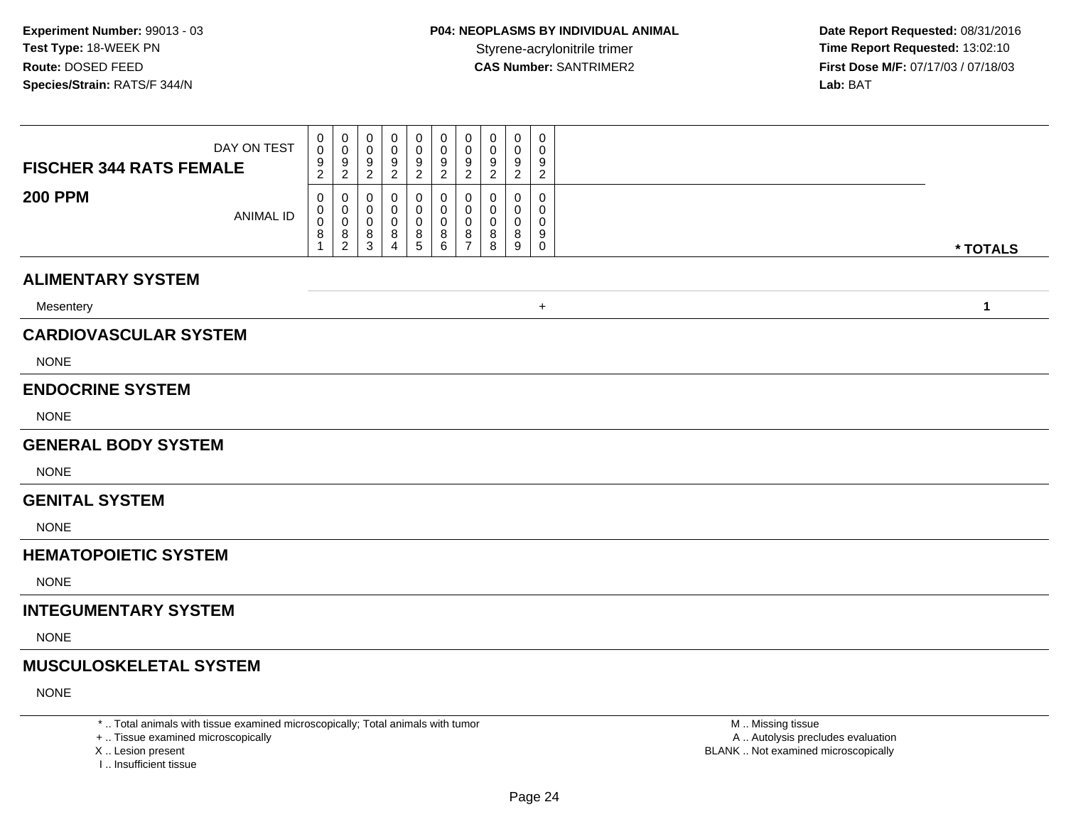**Experiment Number:** 99013 - 03
**Test Type:** 18-WEEK PN
**Route:** DOSED FEED
**Species/Strain:** RATS/F 344/N

**P04: NEOPLASMS BY INDIVIDUAL ANIMAL**
Styrene-acrylonitrile trimer
**CAS Number:** SANTRIMER2

**Date Report Requested:** 08/31/2016
**Time Report Requested:** 13:02:10
**First Dose M/F:** 07/17/03 / 07/18/03
**Lab:** BAT

| FISCHER 344 RATS FEMALE — DAY ON TEST | 0092 | 0092 | 0092 | 0092 | 0092 | 0092 | 0092 | 0092 | 0092 | 0092 | |
|---|---|---|---|---|---|---|---|---|---|---|---|
| **200 PPM** — ANIMAL ID | 00081 | 00082 | 00083 | 00084 | 00085 | 00086 | 00087 | 00088 | 00089 | 00090 | **\* TOTALS** |
| **ALIMENTARY SYSTEM** | | | | | | | | | | | |
| Mesentery | | | | | | | | | | + | **1** |
| **CARDIOVASCULAR SYSTEM** | | | | | | | | | | | |
| NONE | | | | | | | | | | | |
| **ENDOCRINE SYSTEM** | | | | | | | | | | | |
| NONE | | | | | | | | | | | |
| **GENERAL BODY SYSTEM** | | | | | | | | | | | |
| NONE | | | | | | | | | | | |
| **GENITAL SYSTEM** | | | | | | | | | | | |
| NONE | | | | | | | | | | | |
| **HEMATOPOIETIC SYSTEM** | | | | | | | | | | | |
| NONE | | | | | | | | | | | |
| **INTEGUMENTARY SYSTEM** | | | | | | | | | | | |
| NONE | | | | | | | | | | | |
| **MUSCULOSKELETAL SYSTEM** | | | | | | | | | | | |
| NONE | | | | | | | | | | | |

\* .. Total animals with tissue examined microscopically; Total animals with tumor
\+ .. Tissue examined microscopically
X .. Lesion present
I .. Insufficient tissue

M .. Missing tissue
A .. Autolysis precludes evaluation
BLANK .. Not examined microscopically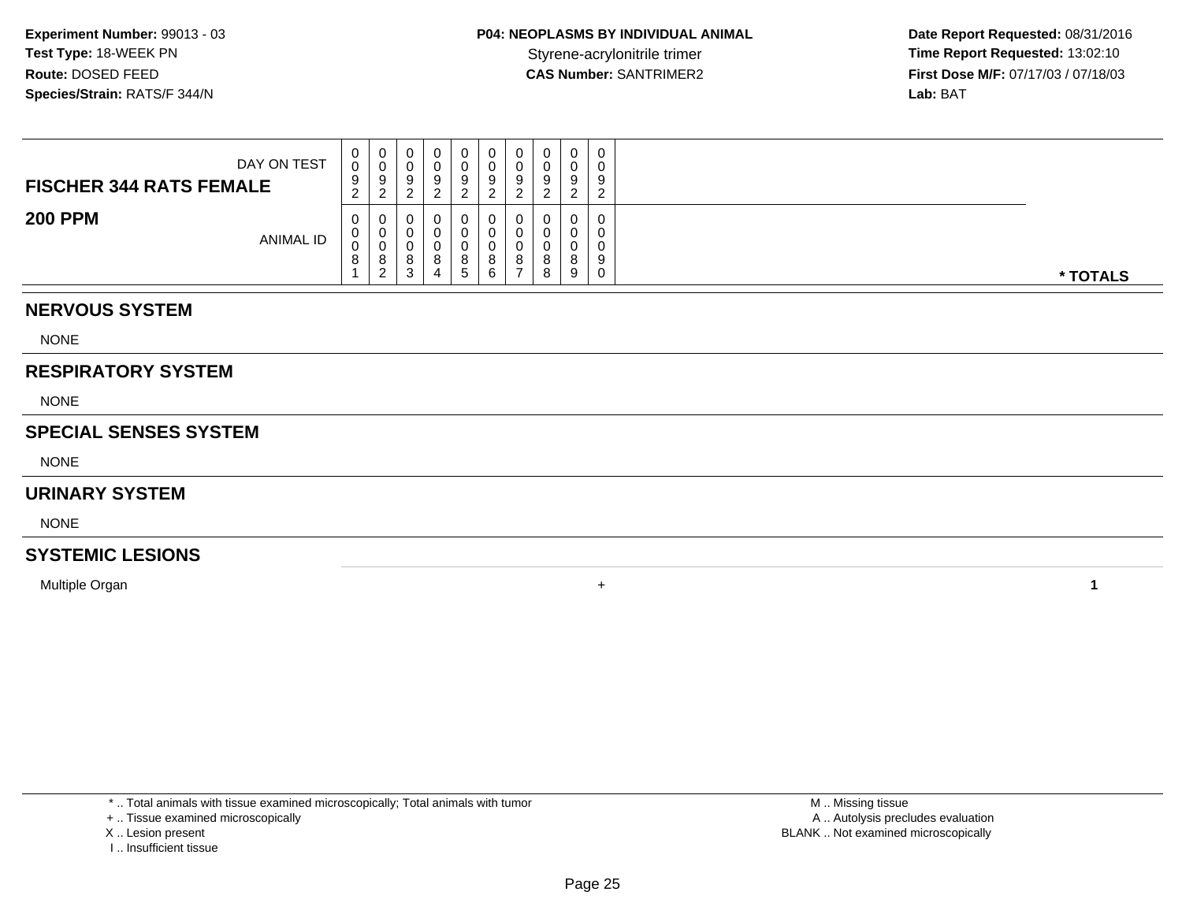**Experiment Number:** 99013 - 03
**Test Type:** 18-WEEK PN
**Route:** DOSED FEED
**Species/Strain:** RATS/F 344/N

**P04: NEOPLASMS BY INDIVIDUAL ANIMAL**
Styrene-acrylonitrile trimer
**CAS Number:** SANTRIMER2

**Date Report Requested:** 08/31/2016
**Time Report Requested:** 13:02:10
**First Dose M/F:** 07/17/03 / 07/18/03
**Lab:** BAT

| FISCHER 344 RATS FEMALE — DAY ON TEST | 0092 | 0092 | 0092 | 0092 | 0092 | 0092 | 0092 | 0092 | 0092 | 0092 | |
|---|---|---|---|---|---|---|---|---|---|---|---|
| **200 PPM** — ANIMAL ID | 00081 | 00082 | 00083 | 00084 | 00085 | 00086 | 00087 | 00088 | 00089 | 00090 | *** TOTALS** |
| **NERVOUS SYSTEM** | | | | | | | | | | | |
| NONE | | | | | | | | | | | |
| **RESPIRATORY SYSTEM** | | | | | | | | | | | |
| NONE | | | | | | | | | | | |
| **SPECIAL SENSES SYSTEM** | | | | | | | | | | | |
| NONE | | | | | | | | | | | |
| **URINARY SYSTEM** | | | | | | | | | | | |
| NONE | | | | | | | | | | | |
| **SYSTEMIC LESIONS** | | | | | | | | | | | |
| Multiple Organ | | | | | | | | | | + | **1** |

\* .. Total animals with tissue examined microscopically; Total animals with tumor
\+ .. Tissue examined microscopically
X .. Lesion present
I .. Insufficient tissue

M .. Missing tissue
A .. Autolysis precludes evaluation
BLANK .. Not examined microscopically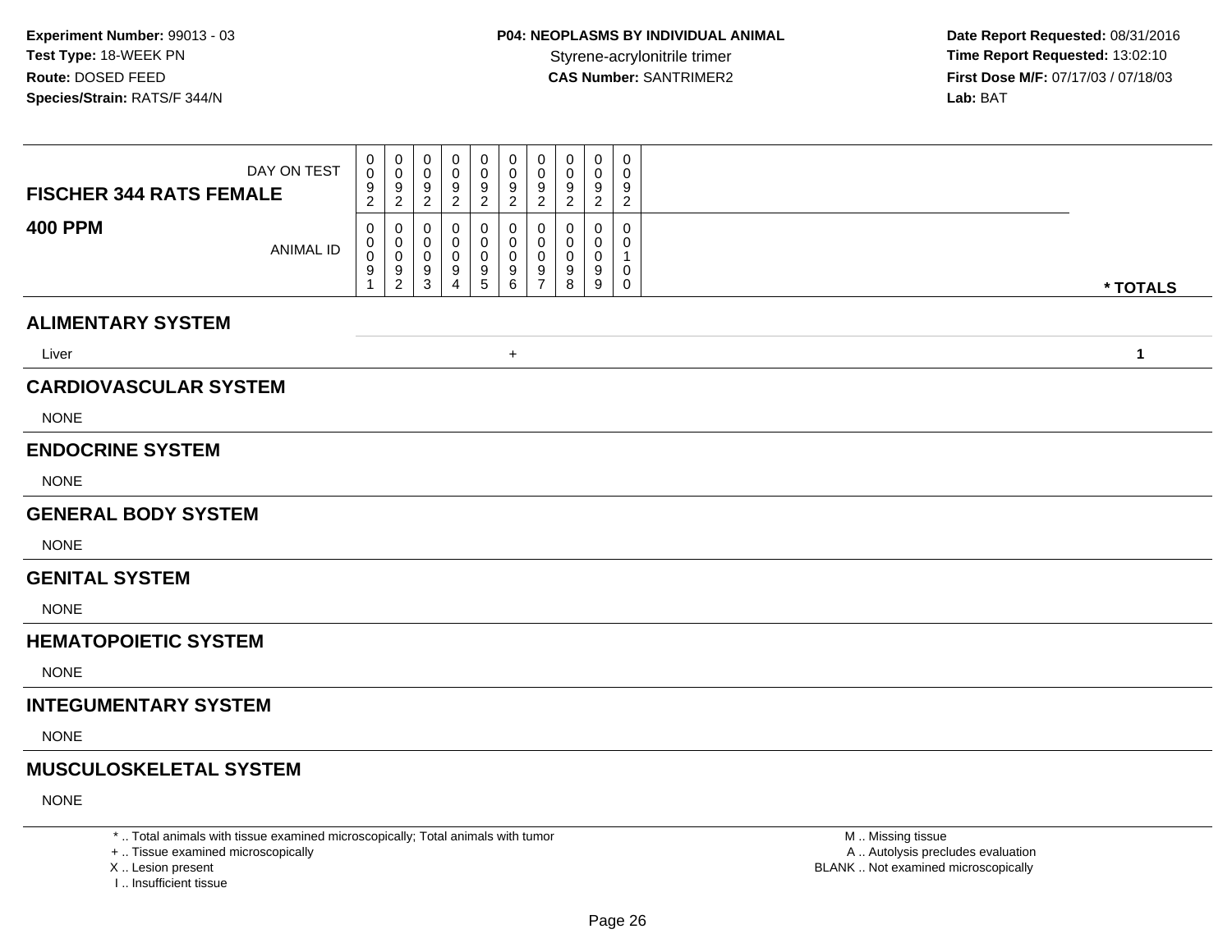**Experiment Number:** 99013 - 03
**Test Type:** 18-WEEK PN
**Route:** DOSED FEED
**Species/Strain:** RATS/F 344/N

**P04: NEOPLASMS BY INDIVIDUAL ANIMAL**
Styrene-acrylonitrile trimer
**CAS Number:** SANTRIMER2

**Date Report Requested:** 08/31/2016
**Time Report Requested:** 13:02:10
**First Dose M/F:** 07/17/03 / 07/18/03
**Lab:** BAT

| FISCHER 344 RATS FEMALE 400 PPM | | | | | | | | | | | |
|---|---|---|---|---|---|---|---|---|---|---|---|
| DAY ON TEST | 0092 | 0092 | 0092 | 0092 | 0092 | 0092 | 0092 | 0092 | 0092 | 0092 | |
| ANIMAL ID | 00091 | 00092 | 00093 | 00094 | 00095 | 00096 | 00097 | 00098 | 00099 | 00100 | * TOTALS |
| **ALIMENTARY SYSTEM** | | | | | | | | | | | |
| Liver | | | | | | + | | | | | 1 |
| **CARDIOVASCULAR SYSTEM** | | | | | | | | | | | |
| NONE | | | | | | | | | | | |
| **ENDOCRINE SYSTEM** | | | | | | | | | | | |
| NONE | | | | | | | | | | | |
| **GENERAL BODY SYSTEM** | | | | | | | | | | | |
| NONE | | | | | | | | | | | |
| **GENITAL SYSTEM** | | | | | | | | | | | |
| NONE | | | | | | | | | | | |
| **HEMATOPOIETIC SYSTEM** | | | | | | | | | | | |
| NONE | | | | | | | | | | | |
| **INTEGUMENTARY SYSTEM** | | | | | | | | | | | |
| NONE | | | | | | | | | | | |
| **MUSCULOSKELETAL SYSTEM** | | | | | | | | | | | |
| NONE | | | | | | | | | | | |

\* .. Total animals with tissue examined microscopically; Total animals with tumor
+ .. Tissue examined microscopically
X .. Lesion present
I .. Insufficient tissue

M .. Missing tissue
A .. Autolysis precludes evaluation
BLANK .. Not examined microscopically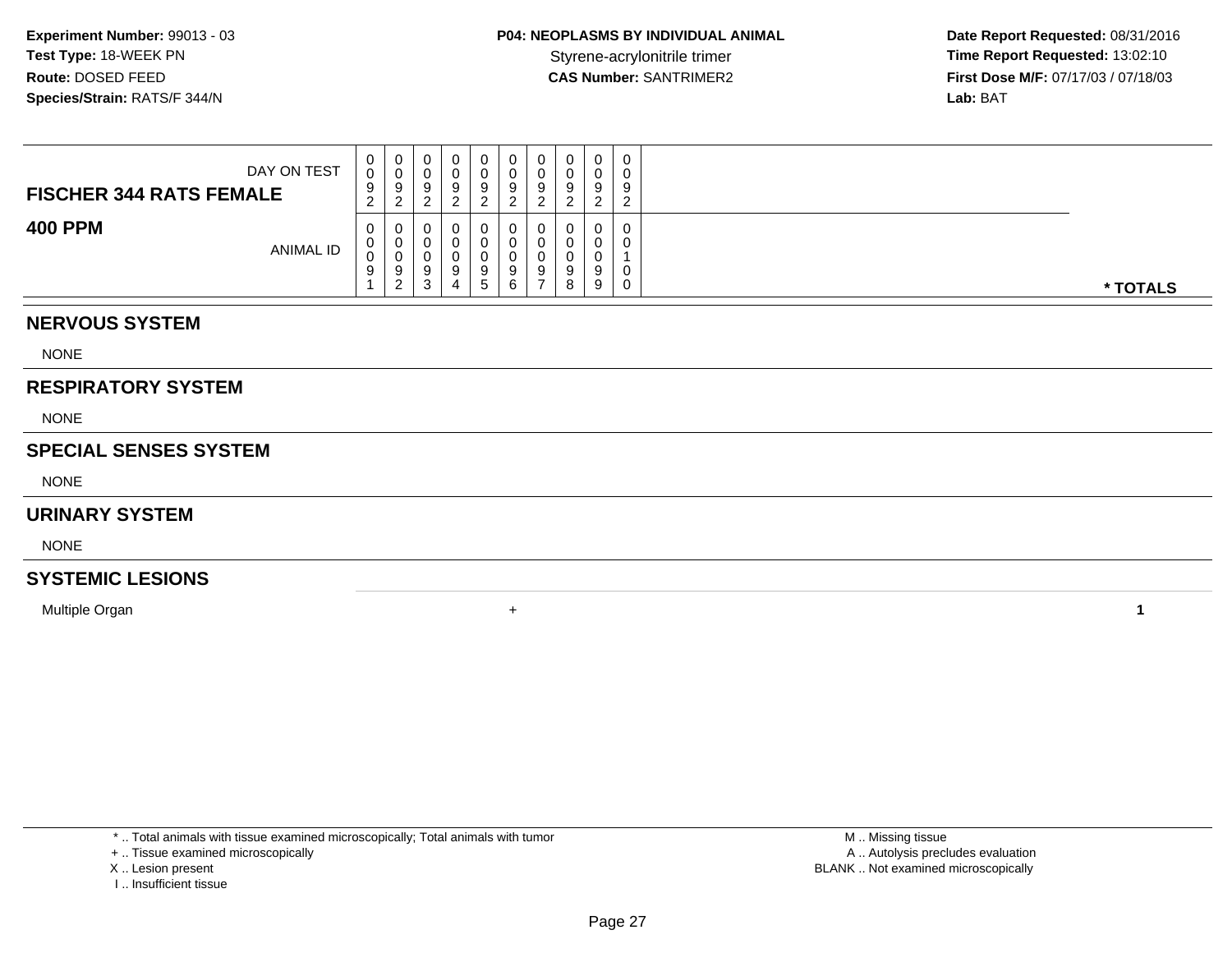**Experiment Number:** 99013 - 03
**Test Type:** 18-WEEK PN
**Route:** DOSED FEED
**Species/Strain:** RATS/F 344/N

**P04: NEOPLASMS BY INDIVIDUAL ANIMAL**
Styrene-acrylonitrile trimer
**CAS Number:** SANTRIMER2

**Date Report Requested:** 08/31/2016
**Time Report Requested:** 13:02:10
**First Dose M/F:** 07/17/03 / 07/18/03
**Lab:** BAT

| FISCHER 344 RATS FEMALE — DAY ON TEST | 0092 | 0092 | 0092 | 0092 | 0092 | 0092 | 0092 | 0092 | 0092 | 0092 | |
|---|---|---|---|---|---|---|---|---|---|---|---|
| **400 PPM** — ANIMAL ID | 00091 | 00092 | 00093 | 00094 | 00095 | 00096 | 00097 | 00098 | 00099 | 00100 | *** TOTALS** |
| **NERVOUS SYSTEM** | | | | | | | | | | | |
| NONE | | | | | | | | | | | |
| **RESPIRATORY SYSTEM** | | | | | | | | | | | |
| NONE | | | | | | | | | | | |
| **SPECIAL SENSES SYSTEM** | | | | | | | | | | | |
| NONE | | | | | | | | | | | |
| **URINARY SYSTEM** | | | | | | | | | | | |
| NONE | | | | | | | | | | | |
| **SYSTEMIC LESIONS** | | | | | | | | | | | |
| Multiple Organ | | | | | | + | | | | | **1** |

\* .. Total animals with tissue examined microscopically; Total animals with tumor
\+ .. Tissue examined microscopically
X .. Lesion present
I .. Insufficient tissue

M .. Missing tissue
A .. Autolysis precludes evaluation
BLANK .. Not examined microscopically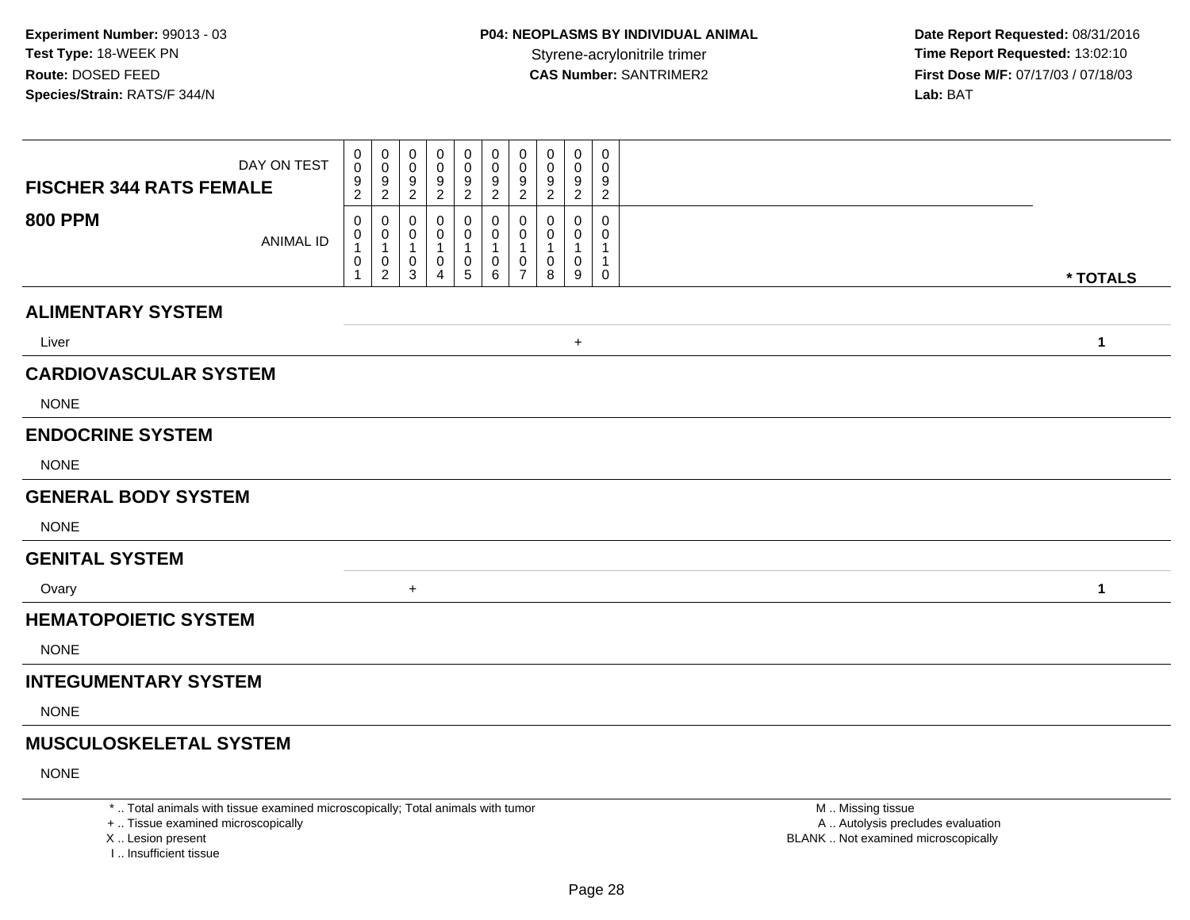**Experiment Number:** 99013 - 03
**Test Type:** 18-WEEK PN
**Route:** DOSED FEED
**Species/Strain:** RATS/F 344/N

**P04: NEOPLASMS BY INDIVIDUAL ANIMAL**
Styrene-acrylonitrile trimer
**CAS Number:** SANTRIMER2

**Date Report Requested:** 08/31/2016
**Time Report Requested:** 13:02:10
**First Dose M/F:** 07/17/03 / 07/18/03
**Lab:** BAT

| FISCHER 344 RATS FEMALE / 800 PPM | | | | | | | | | | | |
|---|---|---|---|---|---|---|---|---|---|---|---|
| DAY ON TEST | 0092 | 0092 | 0092 | 0092 | 0092 | 0092 | 0092 | 0092 | 0092 | 0092 | |
| ANIMAL ID | 00101 | 00102 | 00103 | 00104 | 00105 | 00106 | 00107 | 00108 | 00109 | 00110 | * TOTALS |
| **ALIMENTARY SYSTEM** | | | | | | | | | | | |
| Liver | | | | | | | | | + | | 1 |
| **CARDIOVASCULAR SYSTEM** | | | | | | | | | | | |
| NONE | | | | | | | | | | | |
| **ENDOCRINE SYSTEM** | | | | | | | | | | | |
| NONE | | | | | | | | | | | |
| **GENERAL BODY SYSTEM** | | | | | | | | | | | |
| NONE | | | | | | | | | | | |
| **GENITAL SYSTEM** | | | | | | | | | | | |
| Ovary | | | + | | | | | | | | 1 |
| **HEMATOPOIETIC SYSTEM** | | | | | | | | | | | |
| NONE | | | | | | | | | | | |
| **INTEGUMENTARY SYSTEM** | | | | | | | | | | | |
| NONE | | | | | | | | | | | |
| **MUSCULOSKELETAL SYSTEM** | | | | | | | | | | | |
| NONE | | | | | | | | | | | |

\* .. Total animals with tissue examined microscopically; Total animals with tumor
\+ .. Tissue examined microscopically
X .. Lesion present
I .. Insufficient tissue

M .. Missing tissue
A .. Autolysis precludes evaluation
BLANK .. Not examined microscopically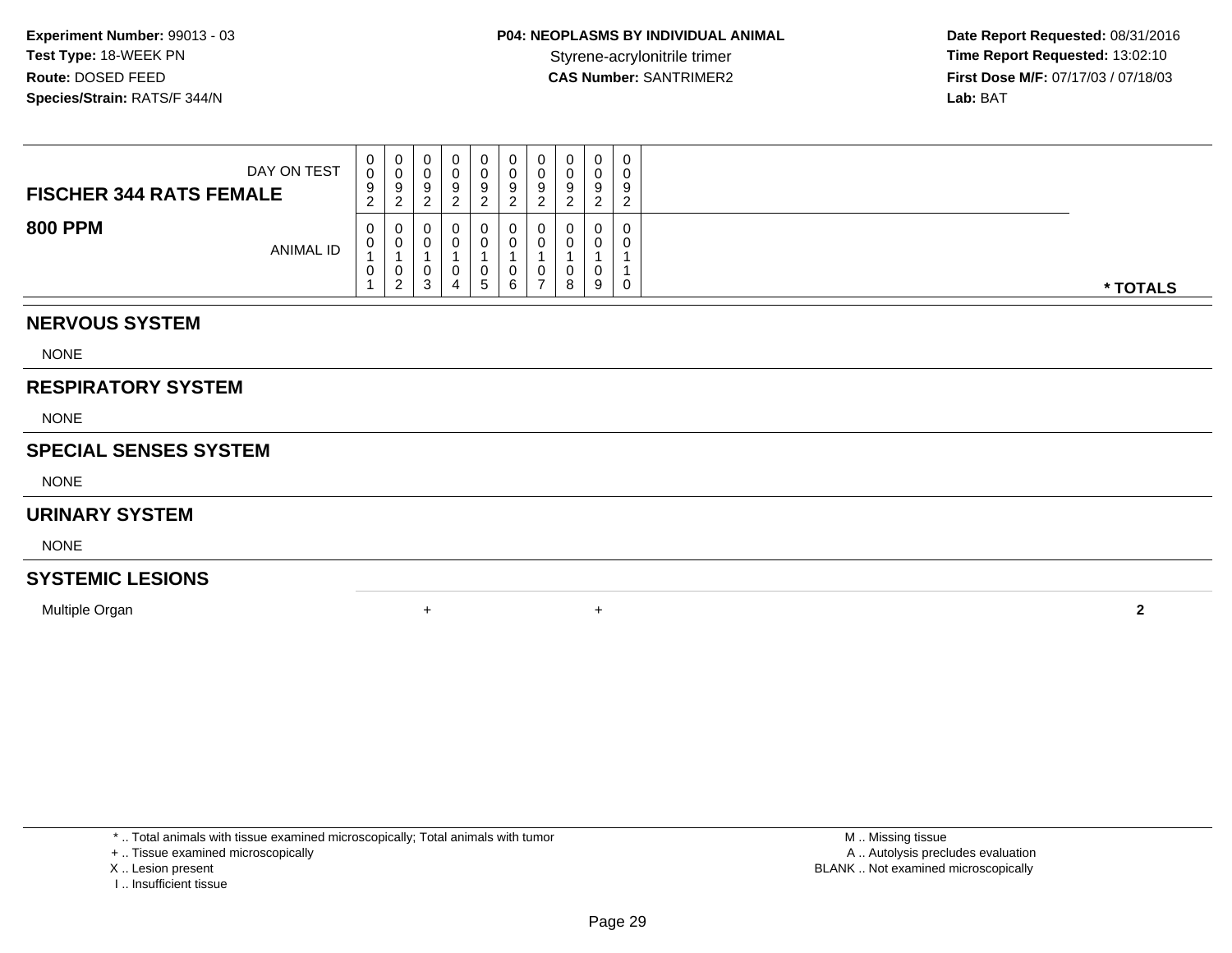**Experiment Number:** 99013 - 03
**Test Type:** 18-WEEK PN
**Route:** DOSED FEED
**Species/Strain:** RATS/F 344/N

**P04: NEOPLASMS BY INDIVIDUAL ANIMAL**
Styrene-acrylonitrile trimer
**CAS Number:** SANTRIMER2

**Date Report Requested:** 08/31/2016
**Time Report Requested:** 13:02:10
**First Dose M/F:** 07/17/03 / 07/18/03
**Lab:** BAT

| FISCHER 344 RATS FEMALE / 800 PPM | | | | | | | | | | | |
|---|---|---|---|---|---|---|---|---|---|---|---|
| DAY ON TEST | 0092 | 0092 | 0092 | 0092 | 0092 | 0092 | 0092 | 0092 | 0092 | 0092 | |
| ANIMAL ID | 00101 | 00102 | 00103 | 00104 | 00105 | 00106 | 00107 | 00108 | 00109 | 00110 | * TOTALS |
| **NERVOUS SYSTEM** | | | | | | | | | | | |
| NONE | | | | | | | | | | | |
| **RESPIRATORY SYSTEM** | | | | | | | | | | | |
| NONE | | | | | | | | | | | |
| **SPECIAL SENSES SYSTEM** | | | | | | | | | | | |
| NONE | | | | | | | | | | | |
| **URINARY SYSTEM** | | | | | | | | | | | |
| NONE | | | | | | | | | | | |
| **SYSTEMIC LESIONS** | | | | | | | | | | | |
| Multiple Organ | | + | | | | | | | + | | **2** |

* .. Total animals with tissue examined microscopically; Total animals with tumor
+ .. Tissue examined microscopically
X .. Lesion present
I .. Insufficient tissue

M .. Missing tissue
A .. Autolysis precludes evaluation
BLANK .. Not examined microscopically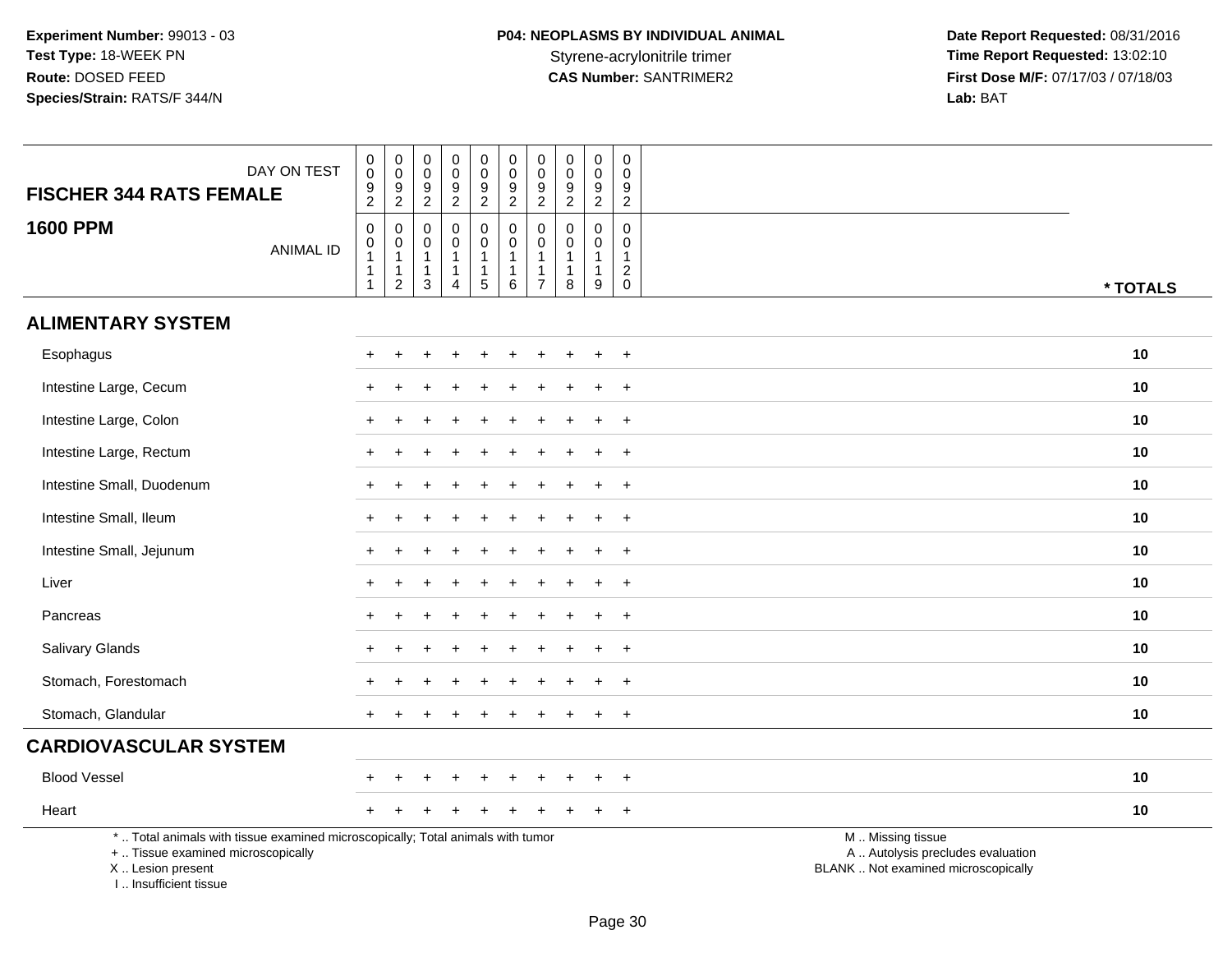**Experiment Number:** 99013 - 03
**Test Type:** 18-WEEK PN
**Route:** DOSED FEED
**Species/Strain:** RATS/F 344/N

**P04: NEOPLASMS BY INDIVIDUAL ANIMAL**
Styrene-acrylonitrile trimer
**CAS Number:** SANTRIMER2

**Date Report Requested:** 08/31/2016
**Time Report Requested:** 13:02:10
**First Dose M/F:** 07/17/03 / 07/18/03
**Lab:** BAT

| **FISCHER 344 RATS FEMALE** DAY ON TEST | 0092 | 0092 | 0092 | 0092 | 0092 | 0092 | 0092 | 0092 | 0092 | 0092 | |
|---|---|---|---|---|---|---|---|---|---|---|---|
| **1600 PPM** ANIMAL ID | 00111 | 00112 | 00113 | 00114 | 00115 | 00116 | 00117 | 00118 | 00119 | 00120 | *** TOTALS** |
| **ALIMENTARY SYSTEM** | | | | | | | | | | | |
| Esophagus | + | + | + | + | + | + | + | + | + | + | **10** |
| Intestine Large, Cecum | + | + | + | + | + | + | + | + | + | + | **10** |
| Intestine Large, Colon | + | + | + | + | + | + | + | + | + | + | **10** |
| Intestine Large, Rectum | + | + | + | + | + | + | + | + | + | + | **10** |
| Intestine Small, Duodenum | + | + | + | + | + | + | + | + | + | + | **10** |
| Intestine Small, Ileum | + | + | + | + | + | + | + | + | + | + | **10** |
| Intestine Small, Jejunum | + | + | + | + | + | + | + | + | + | + | **10** |
| Liver | + | + | + | + | + | + | + | + | + | + | **10** |
| Pancreas | + | + | + | + | + | + | + | + | + | + | **10** |
| Salivary Glands | + | + | + | + | + | + | + | + | + | + | **10** |
| Stomach, Forestomach | + | + | + | + | + | + | + | + | + | + | **10** |
| Stomach, Glandular | + | + | + | + | + | + | + | + | + | + | **10** |
| **CARDIOVASCULAR SYSTEM** | | | | | | | | | | | |
| Blood Vessel | + | + | + | + | + | + | + | + | + | + | **10** |
| Heart | + | + | + | + | + | + | + | + | + | + | **10** |

* .. Total animals with tissue examined microscopically; Total animals with tumor
+ .. Tissue examined microscopically
X .. Lesion present
I .. Insufficient tissue

M .. Missing tissue
A .. Autolysis precludes evaluation
BLANK .. Not examined microscopically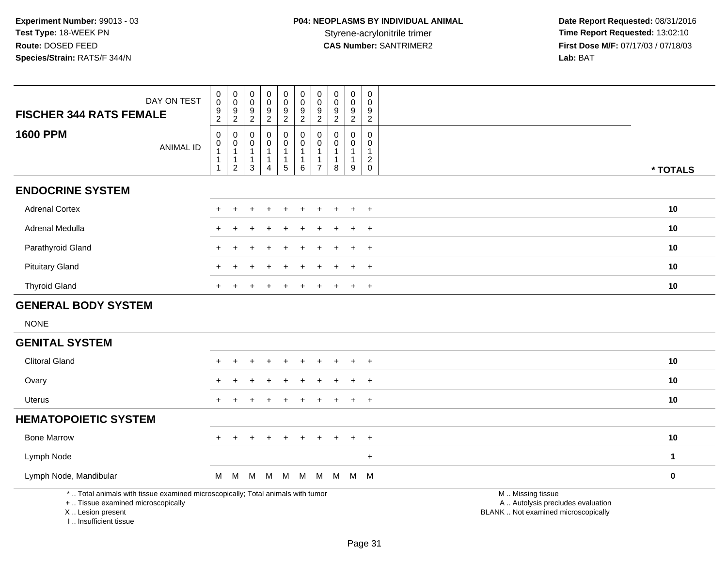**Experiment Number:** 99013 - 03
**Test Type:** 18-WEEK PN
**Route:** DOSED FEED
**Species/Strain:** RATS/F 344/N

**P04: NEOPLASMS BY INDIVIDUAL ANIMAL**
Styrene-acrylonitrile trimer
**CAS Number:** SANTRIMER2

**Date Report Requested:** 08/31/2016
**Time Report Requested:** 13:02:10
**First Dose M/F:** 07/17/03 / 07/18/03
**Lab:** BAT

| FISCHER 344 RATS FEMALE — DAY ON TEST | 0092 | 0092 | 0092 | 0092 | 0092 | 0092 | 0092 | 0092 | 0092 | 0092 | |
|---|---|---|---|---|---|---|---|---|---|---|---|
| **1600 PPM** — ANIMAL ID | 00111 | 00112 | 00113 | 00114 | 00115 | 00116 | 00117 | 00118 | 00119 | 00120 | *** TOTALS** |
| **ENDOCRINE SYSTEM** | | | | | | | | | | | |
| Adrenal Cortex | + | + | + | + | + | + | + | + | + | + | 10 |
| Adrenal Medulla | + | + | + | + | + | + | + | + | + | + | 10 |
| Parathyroid Gland | + | + | + | + | + | + | + | + | + | + | 10 |
| Pituitary Gland | + | + | + | + | + | + | + | + | + | + | 10 |
| Thyroid Gland | + | + | + | + | + | + | + | + | + | + | 10 |
| **GENERAL BODY SYSTEM** | | | | | | | | | | | |
| NONE | | | | | | | | | | | |
| **GENITAL SYSTEM** | | | | | | | | | | | |
| Clitoral Gland | + | + | + | + | + | + | + | + | + | + | 10 |
| Ovary | + | + | + | + | + | + | + | + | + | + | 10 |
| Uterus | + | + | + | + | + | + | + | + | + | + | 10 |
| **HEMATOPOIETIC SYSTEM** | | | | | | | | | | | |
| Bone Marrow | + | + | + | + | + | + | + | + | + | + | 10 |
| Lymph Node | | | | | | | | | | + | 1 |
| Lymph Node, Mandibular | M | M | M | M | M | M | M | M | M | M | 0 |

\* .. Total animals with tissue examined microscopically; Total animals with tumor
\+ .. Tissue examined microscopically
X .. Lesion present
I .. Insufficient tissue

M .. Missing tissue
A .. Autolysis precludes evaluation
BLANK .. Not examined microscopically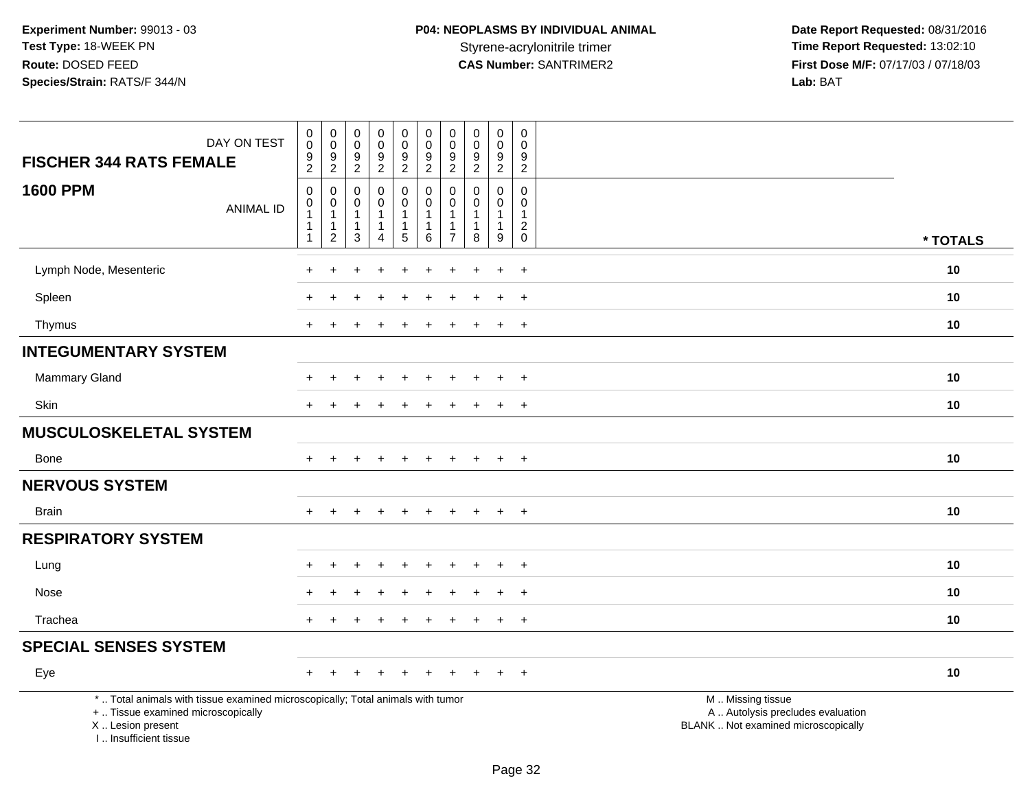**Experiment Number:** 99013 - 03
**Test Type:** 18-WEEK PN
**Route:** DOSED FEED
**Species/Strain:** RATS/F 344/N

**P04: NEOPLASMS BY INDIVIDUAL ANIMAL**
Styrene-acrylonitrile trimer
**CAS Number:** SANTRIMER2

**Date Report Requested:** 08/31/2016
**Time Report Requested:** 13:02:10
**First Dose M/F:** 07/17/03 / 07/18/03
**Lab:** BAT

| DAY ON TEST | 0092 | 0092 | 0092 | 0092 | 0092 | 0092 | 0092 | 0092 | 0092 | 0092 | |
|---|---|---|---|---|---|---|---|---|---|---|---|
| **FISCHER 344 RATS FEMALE** **1600 PPM** ANIMAL ID | 00111 | 00112 | 00113 | 00114 | 00115 | 00116 | 00117 | 00118 | 00119 | 00120 | * TOTALS |
| Lymph Node, Mesenteric | + | + | + | + | + | + | + | + | + | + | 10 |
| Spleen | + | + | + | + | + | + | + | + | + | + | 10 |
| Thymus | + | + | + | + | + | + | + | + | + | + | 10 |
| **INTEGUMENTARY SYSTEM** | | | | | | | | | | | |
| Mammary Gland | + | + | + | + | + | + | + | + | + | + | 10 |
| Skin | + | + | + | + | + | + | + | + | + | + | 10 |
| **MUSCULOSKELETAL SYSTEM** | | | | | | | | | | | |
| Bone | + | + | + | + | + | + | + | + | + | + | 10 |
| **NERVOUS SYSTEM** | | | | | | | | | | | |
| Brain | + | + | + | + | + | + | + | + | + | + | 10 |
| **RESPIRATORY SYSTEM** | | | | | | | | | | | |
| Lung | + | + | + | + | + | + | + | + | + | + | 10 |
| Nose | + | + | + | + | + | + | + | + | + | + | 10 |
| Trachea | + | + | + | + | + | + | + | + | + | + | 10 |
| **SPECIAL SENSES SYSTEM** | | | | | | | | | | | |
| Eye | + | + | + | + | + | + | + | + | + | + | 10 |

\* .. Total animals with tissue examined microscopically; Total animals with tumor
\+ .. Tissue examined microscopically
X .. Lesion present
I .. Insufficient tissue

M .. Missing tissue
A .. Autolysis precludes evaluation
BLANK .. Not examined microscopically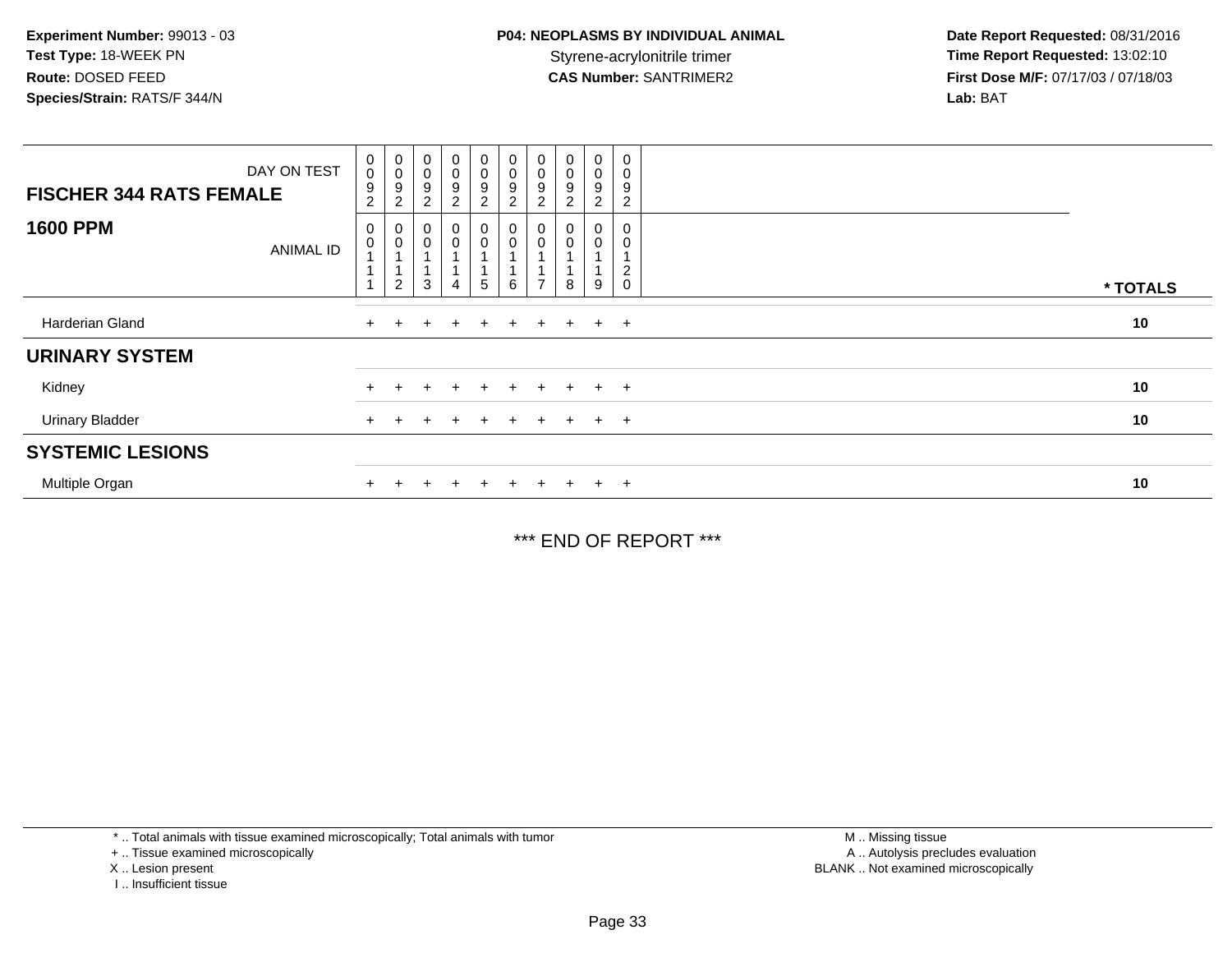**Experiment Number:** 99013 - 03
**Test Type:** 18-WEEK PN
**Route:** DOSED FEED
**Species/Strain:** RATS/F 344/N

**P04: NEOPLASMS BY INDIVIDUAL ANIMAL**
Styrene-acrylonitrile trimer
**CAS Number:** SANTRIMER2

**Date Report Requested:** 08/31/2016
**Time Report Requested:** 13:02:10
**First Dose M/F:** 07/17/03 / 07/18/03
**Lab:** BAT

| FISCHER 344 RATS FEMALE 1600 PPM | | | | | | | | | | | |
|---|---|---|---|---|---|---|---|---|---|---|---|
| DAY ON TEST | 0092 | 0092 | 0092 | 0092 | 0092 | 0092 | 0092 | 0092 | 0092 | 0092 | |
| ANIMAL ID | 00111 | 00112 | 00113 | 00114 | 00115 | 00116 | 00117 | 00118 | 00119 | 00120 | * TOTALS |
| Harderian Gland | + | + | + | + | + | + | + | + | + | + | 10 |
| **URINARY SYSTEM** | | | | | | | | | | | |
| Kidney | + | + | + | + | + | + | + | + | + | + | 10 |
| Urinary Bladder | + | + | + | + | + | + | + | + | + | + | 10 |
| **SYSTEMIC LESIONS** | | | | | | | | | | | |
| Multiple Organ | + | + | + | + | + | + | + | + | + | + | 10 |

*** END OF REPORT ***

* .. Total animals with tissue examined microscopically; Total animals with tumor
+ .. Tissue examined microscopically
X .. Lesion present
I .. Insufficient tissue

M .. Missing tissue
A .. Autolysis precludes evaluation
BLANK .. Not examined microscopically